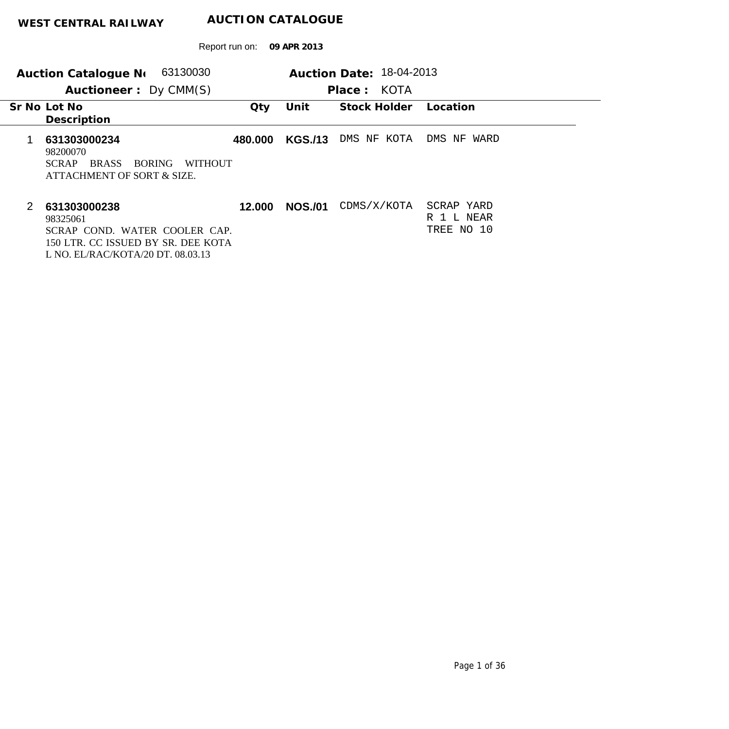**WEST CENTRAL RAILWAY** **AUCTION CATALOGUE**

Report run on: **09 APR 2013**

**Auction Catalogue No** 63130030 **Auction Date:** 18-04-2013

**Auctioneer :** Dy CMM(S) **Place :** KOTA

| Sr No | Lot No / Description | Qty | Unit | Stock Holder | Location |
|---|---|---|---|---|---|
| 1 | **631303000234**<br>98200070<br>SCRAP BRASS BORING WITHOUT ATTACHMENT OF SORT & SIZE. | **480.000** | **KGS./13** | DMS NF KOTA | DMS NF WARD |
| 2 | **631303000238**<br>98325061<br>SCRAP COND. WATER COOLER CAP. 150 LTR. CC ISSUED BY SR. DEE KOTA L NO. EL/RAC/KOTA/20 DT. 08.03.13 | **12.000** | **NOS./01** | CDMS/X/KOTA | SCRAP YARD R 1 L NEAR TREE NO 10 |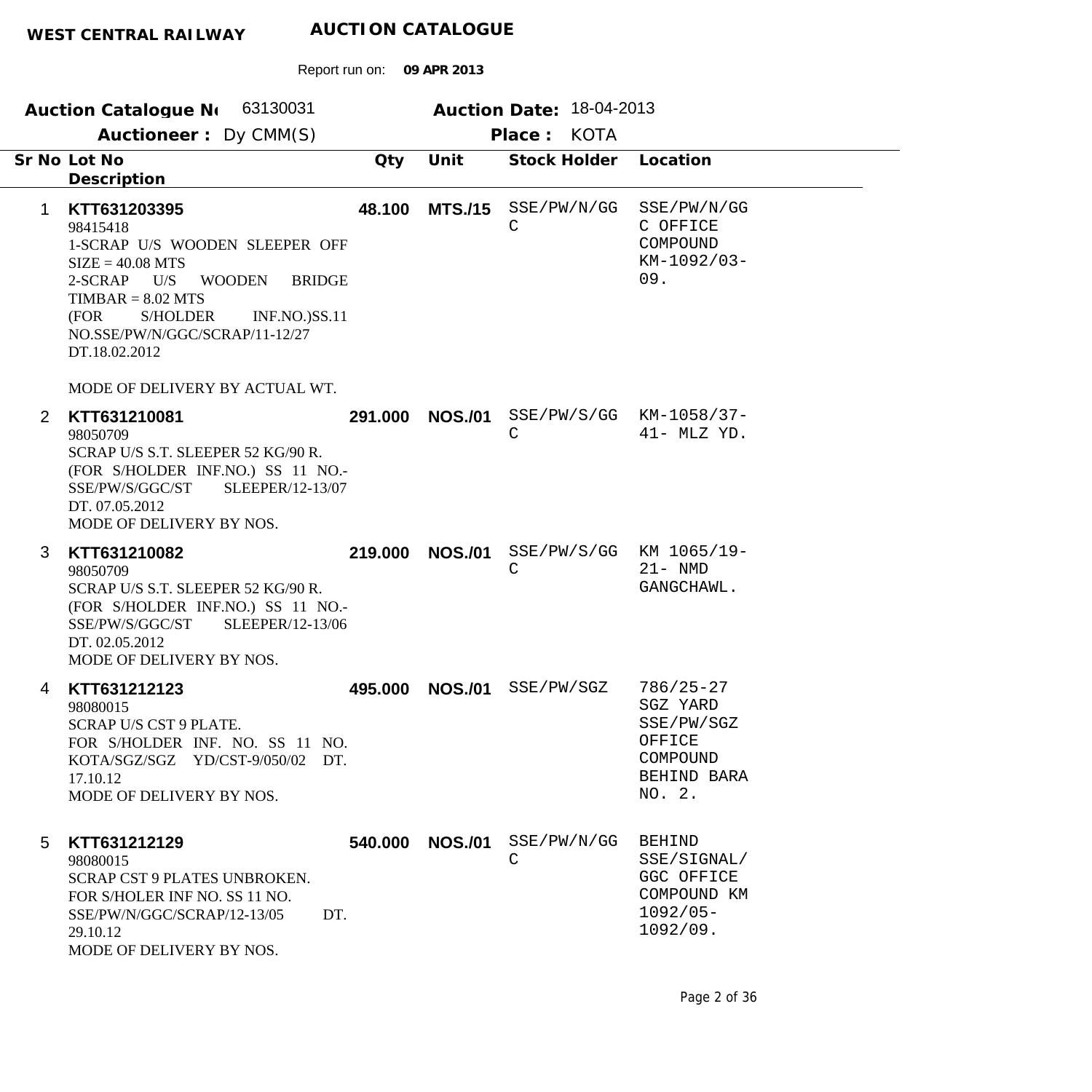**WEST CENTRAL RAILWAY** **AUCTION CATALOGUE**

Report run on: **09 APR 2013**

**Auction Catalogue No** 63130031 **Auction Date:** 18-04-2013

**Auctioneer :** Dy CMM(S) **Place :** KOTA

| Sr No | Lot No / Description | Qty | Unit | Stock Holder | Location |
|---|---|---|---|---|---|
| 1 | **KTT631203395**<br>98415418<br>1-SCRAP U/S WOODEN SLEEPER OFF SIZE = 40.08 MTS<br>2-SCRAP U/S WOODEN BRIDGE TIMBAR = 8.02 MTS<br>(FOR S/HOLDER INF.NO.)SS.11 NO.SSE/PW/N/GGC/SCRAP/11-12/27 DT.18.02.2012<br><br>MODE OF DELIVERY BY ACTUAL WT. | **48.100** | **MTS./15** | SSE/PW/N/GGC | SSE/PW/N/GGC OFFICE COMPOUND KM-1092/03-09. |
| 2 | **KTT631210081**<br>98050709<br>SCRAP U/S S.T. SLEEPER 52 KG/90 R.<br>(FOR S/HOLDER INF.NO.) SS 11 NO.-SSE/PW/S/GGC/ST SLEEPER/12-13/07 DT. 07.05.2012<br>MODE OF DELIVERY BY NOS. | **291.000** | **NOS./01** | SSE/PW/S/GGC | KM-1058/37-41- MLZ YD. |
| 3 | **KTT631210082**<br>98050709<br>SCRAP U/S S.T. SLEEPER 52 KG/90 R.<br>(FOR S/HOLDER INF.NO.) SS 11 NO.-SSE/PW/S/GGC/ST SLEEPER/12-13/06 DT. 02.05.2012<br>MODE OF DELIVERY BY NOS. | **219.000** | **NOS./01** | SSE/PW/S/GGC | KM 1065/19-21- NMD GANGCHAWL. |
| 4 | **KTT631212123**<br>98080015<br>SCRAP U/S CST 9 PLATE.<br>FOR S/HOLDER INF. NO. SS 11 NO. KOTA/SGZ/SGZ YD/CST-9/050/02 DT. 17.10.12<br>MODE OF DELIVERY BY NOS. | **495.000** | **NOS./01** | SSE/PW/SGZ | 786/25-27 SGZ YARD SSE/PW/SGZ OFFICE COMPOUND BEHIND BARA NO. 2. |
| 5 | **KTT631212129**<br>98080015<br>SCRAP CST 9 PLATES UNBROKEN.<br>FOR S/HOLER INF NO. SS 11 NO. SSE/PW/N/GGC/SCRAP/12-13/05 DT. 29.10.12<br>MODE OF DELIVERY BY NOS. | **540.000** | **NOS./01** | SSE/PW/N/GGC | BEHIND SSE/SIGNAL/ GGC OFFICE COMPOUND KM 1092/05-1092/09. |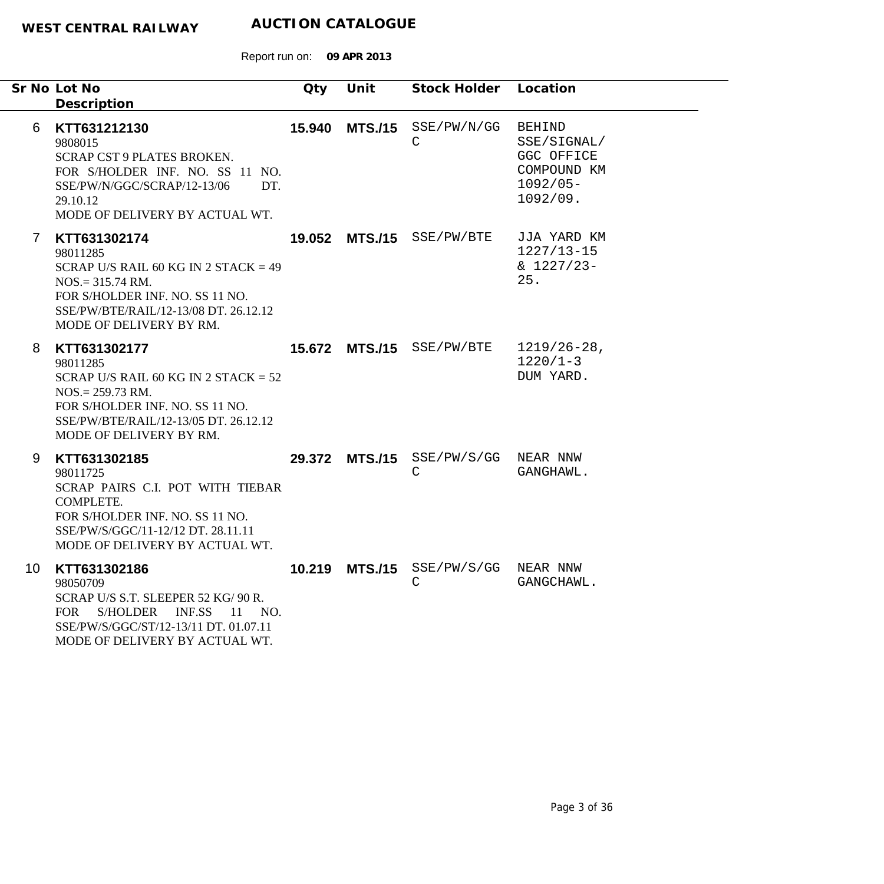**WEST CENTRAL RAILWAY** **AUCTION CATALOGUE**

Report run on: **09 APR 2013**

| Sr No | Lot No<br>Description | Qty | Unit | Stock Holder | Location |
|---|---|---|---|---|---|
| 6 | **KTT631212130**<br>9808015<br>SCRAP CST 9 PLATES BROKEN.<br>FOR S/HOLDER INF. NO. SS 11 NO. SSE/PW/N/GGC/SCRAP/12-13/06 DT. 29.10.12<br>MODE OF DELIVERY BY ACTUAL WT. | **15.940** | **MTS./15** | SSE/PW/N/GGC | BEHIND SSE/SIGNAL/ GGC OFFICE COMPOUND KM 1092/05-1092/09. |
| 7 | **KTT631302174**<br>98011285<br>SCRAP U/S RAIL 60 KG IN 2 STACK = 49 NOS.= 315.74 RM.<br>FOR S/HOLDER INF. NO. SS 11 NO. SSE/PW/BTE/RAIL/12-13/08 DT. 26.12.12<br>MODE OF DELIVERY BY RM. | **19.052** | **MTS./15** | SSE/PW/BTE | JJA YARD KM 1227/13-15 & 1227/23-25. |
| 8 | **KTT631302177**<br>98011285<br>SCRAP U/S RAIL 60 KG IN 2 STACK = 52 NOS.= 259.73 RM.<br>FOR S/HOLDER INF. NO. SS 11 NO. SSE/PW/BTE/RAIL/12-13/05 DT. 26.12.12<br>MODE OF DELIVERY BY RM. | **15.672** | **MTS./15** | SSE/PW/BTE | 1219/26-28, 1220/1-3 DUM YARD. |
| 9 | **KTT631302185**<br>98011725<br>SCRAP PAIRS C.I. POT WITH TIEBAR COMPLETE.<br>FOR S/HOLDER INF. NO. SS 11 NO. SSE/PW/S/GGC/11-12/12 DT. 28.11.11<br>MODE OF DELIVERY BY ACTUAL WT. | **29.372** | **MTS./15** | SSE/PW/S/GGC | NEAR NNW GANGHAWL. |
| 10 | **KTT631302186**<br>98050709<br>SCRAP U/S S.T. SLEEPER 52 KG/ 90 R.<br>FOR S/HOLDER INF.SS 11 NO. SSE/PW/S/GGC/ST/12-13/11 DT. 01.07.11<br>MODE OF DELIVERY BY ACTUAL WT. | **10.219** | **MTS./15** | SSE/PW/S/GGC | NEAR NNW GANGCHAWL. |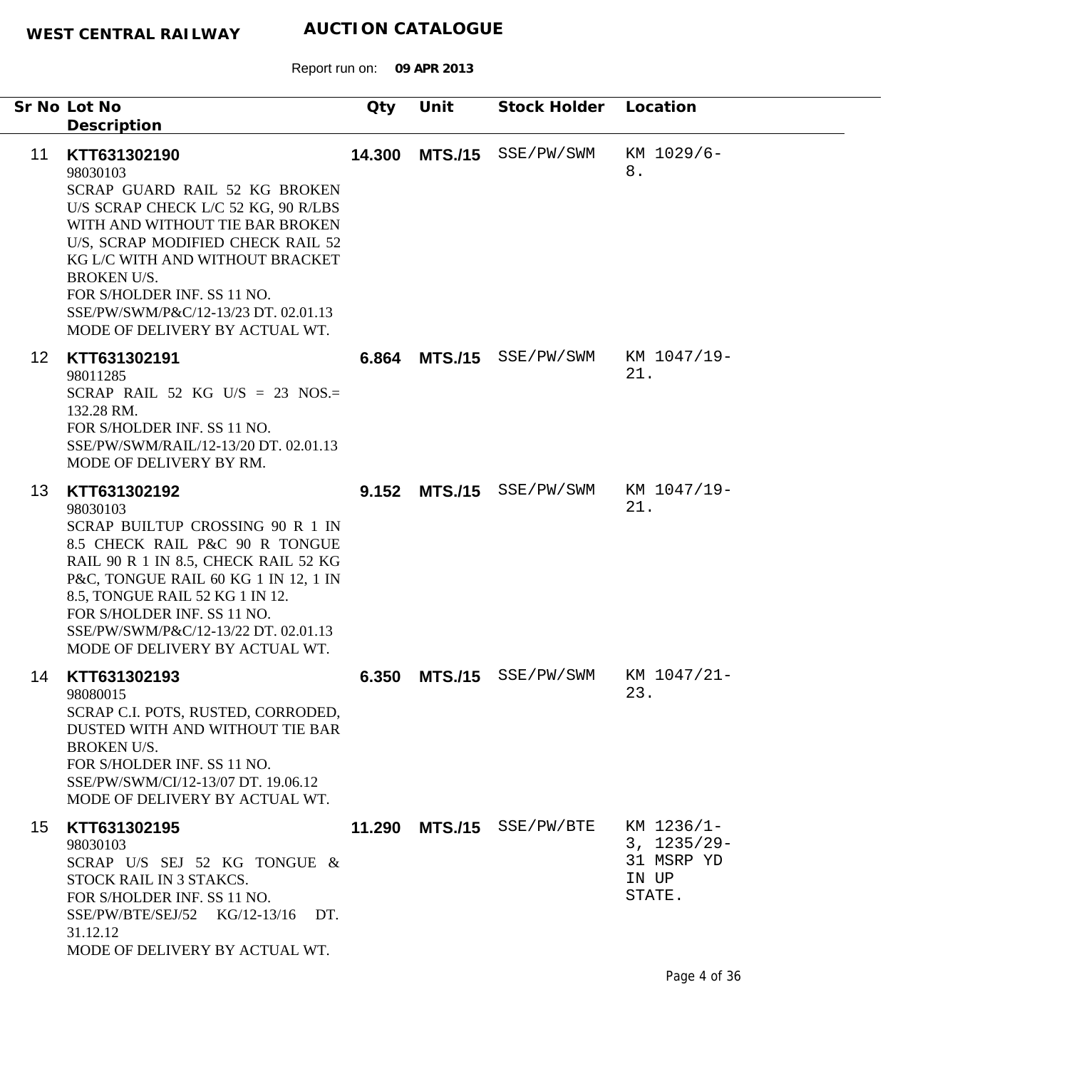**WEST CENTRAL RAILWAY** **AUCTION CATALOGUE**

Report run on: **09 APR 2013**

| Sr No | Lot No / Description | Qty | Unit | Stock Holder | Location |
|---|---|---|---|---|---|
| 11 | **KTT631302190**<br>98030103<br>SCRAP GUARD RAIL 52 KG BROKEN U/S SCRAP CHECK L/C 52 KG, 90 R/LBS WITH AND WITHOUT TIE BAR BROKEN U/S, SCRAP MODIFIED CHECK RAIL 52 KG L/C WITH AND WITHOUT BRACKET BROKEN U/S.<br>FOR S/HOLDER INF. SS 11 NO. SSE/PW/SWM/P&C/12-13/23 DT. 02.01.13<br>MODE OF DELIVERY BY ACTUAL WT. | **14.300** | **MTS./15** | SSE/PW/SWM | KM 1029/6-8. |
| 12 | **KTT631302191**<br>98011285<br>SCRAP RAIL 52 KG U/S = 23 NOS.= 132.28 RM.<br>FOR S/HOLDER INF. SS 11 NO. SSE/PW/SWM/RAIL/12-13/20 DT. 02.01.13<br>MODE OF DELIVERY BY RM. | **6.864** | **MTS./15** | SSE/PW/SWM | KM 1047/19-21. |
| 13 | **KTT631302192**<br>98030103<br>SCRAP BUILTUP CROSSING 90 R 1 IN 8.5 CHECK RAIL P&C 90 R TONGUE RAIL 90 R 1 IN 8.5, CHECK RAIL 52 KG P&C, TONGUE RAIL 60 KG 1 IN 12, 1 IN 8.5, TONGUE RAIL 52 KG 1 IN 12.<br>FOR S/HOLDER INF. SS 11 NO. SSE/PW/SWM/P&C/12-13/22 DT. 02.01.13<br>MODE OF DELIVERY BY ACTUAL WT. | **9.152** | **MTS./15** | SSE/PW/SWM | KM 1047/19-21. |
| 14 | **KTT631302193**<br>98080015<br>SCRAP C.I. POTS, RUSTED, CORRODED, DUSTED WITH AND WITHOUT TIE BAR BROKEN U/S.<br>FOR S/HOLDER INF. SS 11 NO. SSE/PW/SWM/CI/12-13/07 DT. 19.06.12<br>MODE OF DELIVERY BY ACTUAL WT. | **6.350** | **MTS./15** | SSE/PW/SWM | KM 1047/21-23. |
| 15 | **KTT631302195**<br>98030103<br>SCRAP U/S SEJ 52 KG TONGUE & STOCK RAIL IN 3 STAKCS.<br>FOR S/HOLDER INF. SS 11 NO. SSE/PW/BTE/SEJ/52 KG/12-13/16 DT. 31.12.12<br>MODE OF DELIVERY BY ACTUAL WT. | **11.290** | **MTS./15** | SSE/PW/BTE | KM 1236/1-3, 1235/29-31 MSRP YD IN UP STATE. |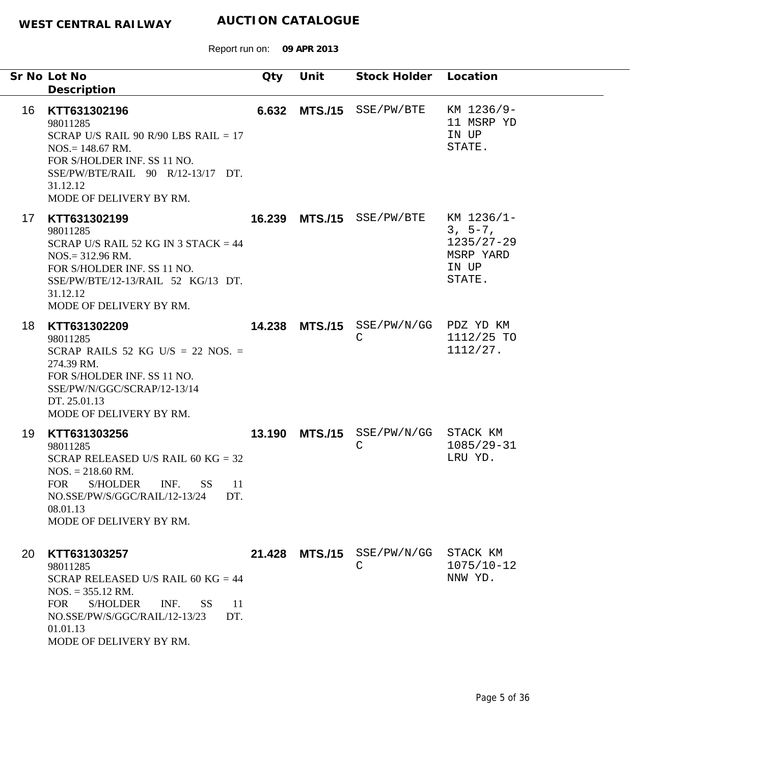**WEST CENTRAL RAILWAY** **AUCTION CATALOGUE**

Report run on: **09 APR 2013**

| Sr No | Lot No / Description | Qty | Unit | Stock Holder | Location |
|---|---|---|---|---|---|
| 16 | **KTT631302196**<br>98011285<br>SCRAP U/S RAIL 90 R/90 LBS RAIL = 17 NOS.= 148.67 RM.<br>FOR S/HOLDER INF. SS 11 NO. SSE/PW/BTE/RAIL 90 R/12-13/17 DT. 31.12.12<br>MODE OF DELIVERY BY RM. | **6.632** | **MTS./15** | SSE/PW/BTE | KM 1236/9-11 MSRP YD IN UP STATE. |
| 17 | **KTT631302199**<br>98011285<br>SCRAP U/S RAIL 52 KG IN 3 STACK = 44 NOS.= 312.96 RM.<br>FOR S/HOLDER INF. SS 11 NO. SSE/PW/BTE/12-13/RAIL 52 KG/13 DT. 31.12.12<br>MODE OF DELIVERY BY RM. | **16.239** | **MTS./15** | SSE/PW/BTE | KM 1236/1-3, 5-7, 1235/27-29 MSRP YARD IN UP STATE. |
| 18 | **KTT631302209**<br>98011285<br>SCRAP RAILS 52 KG U/S = 22 NOS. = 274.39 RM.<br>FOR S/HOLDER INF. SS 11 NO. SSE/PW/N/GGC/SCRAP/12-13/14 DT. 25.01.13<br>MODE OF DELIVERY BY RM. | **14.238** | **MTS./15** | SSE/PW/N/GGC | PDZ YD KM 1112/25 TO 1112/27. |
| 19 | **KTT631303256**<br>98011285<br>SCRAP RELEASED U/S RAIL 60 KG = 32 NOS. = 218.60 RM.<br>FOR S/HOLDER INF. SS 11 NO.SSE/PW/S/GGC/RAIL/12-13/24 DT. 08.01.13<br>MODE OF DELIVERY BY RM. | **13.190** | **MTS./15** | SSE/PW/N/GGC | STACK KM 1085/29-31 LRU YD. |
| 20 | **KTT631303257**<br>98011285<br>SCRAP RELEASED U/S RAIL 60 KG = 44 NOS. = 355.12 RM.<br>FOR S/HOLDER INF. SS 11 NO.SSE/PW/S/GGC/RAIL/12-13/23 DT. 01.01.13<br>MODE OF DELIVERY BY RM. | **21.428** | **MTS./15** | SSE/PW/N/GGC | STACK KM 1075/10-12 NNW YD. |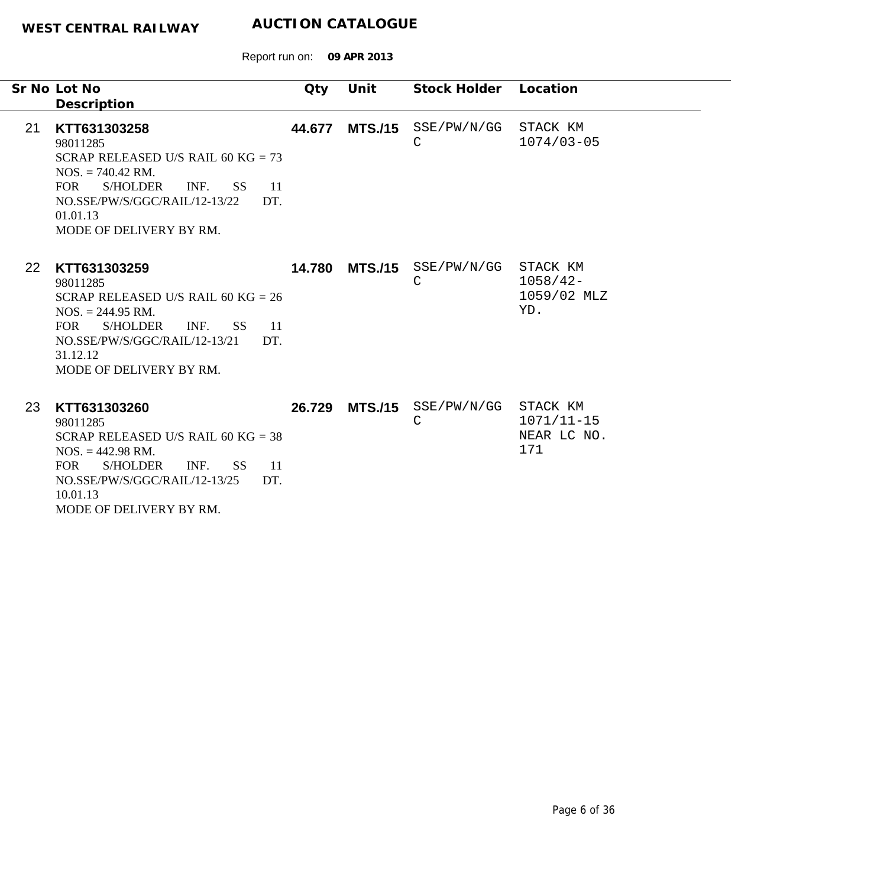**WEST CENTRAL RAILWAY** **AUCTION CATALOGUE**

Report run on: **09 APR 2013**

| Sr No | Lot No / Description | Qty | Unit | Stock Holder | Location |
|---|---|---|---|---|---|
| 21 | **KTT631303258**<br>98011285<br>SCRAP RELEASED U/S RAIL 60 KG = 73 NOS. = 740.42 RM.<br>FOR S/HOLDER INF. SS 11 NO.SSE/PW/S/GGC/RAIL/12-13/22 DT. 01.01.13<br>MODE OF DELIVERY BY RM. | **44.677** | **MTS./15** | SSE/PW/N/GGC | STACK KM 1074/03-05 |
| 22 | **KTT631303259**<br>98011285<br>SCRAP RELEASED U/S RAIL 60 KG = 26 NOS. = 244.95 RM.<br>FOR S/HOLDER INF. SS 11 NO.SSE/PW/S/GGC/RAIL/12-13/21 DT. 31.12.12<br>MODE OF DELIVERY BY RM. | **14.780** | **MTS./15** | SSE/PW/N/GGC | STACK KM 1058/42-1059/02 MLZ YD. |
| 23 | **KTT631303260**<br>98011285<br>SCRAP RELEASED U/S RAIL 60 KG = 38 NOS. = 442.98 RM.<br>FOR S/HOLDER INF. SS 11 NO.SSE/PW/S/GGC/RAIL/12-13/25 DT. 10.01.13<br>MODE OF DELIVERY BY RM. | **26.729** | **MTS./15** | SSE/PW/N/GGC | STACK KM 1071/11-15 NEAR LC NO. 171 |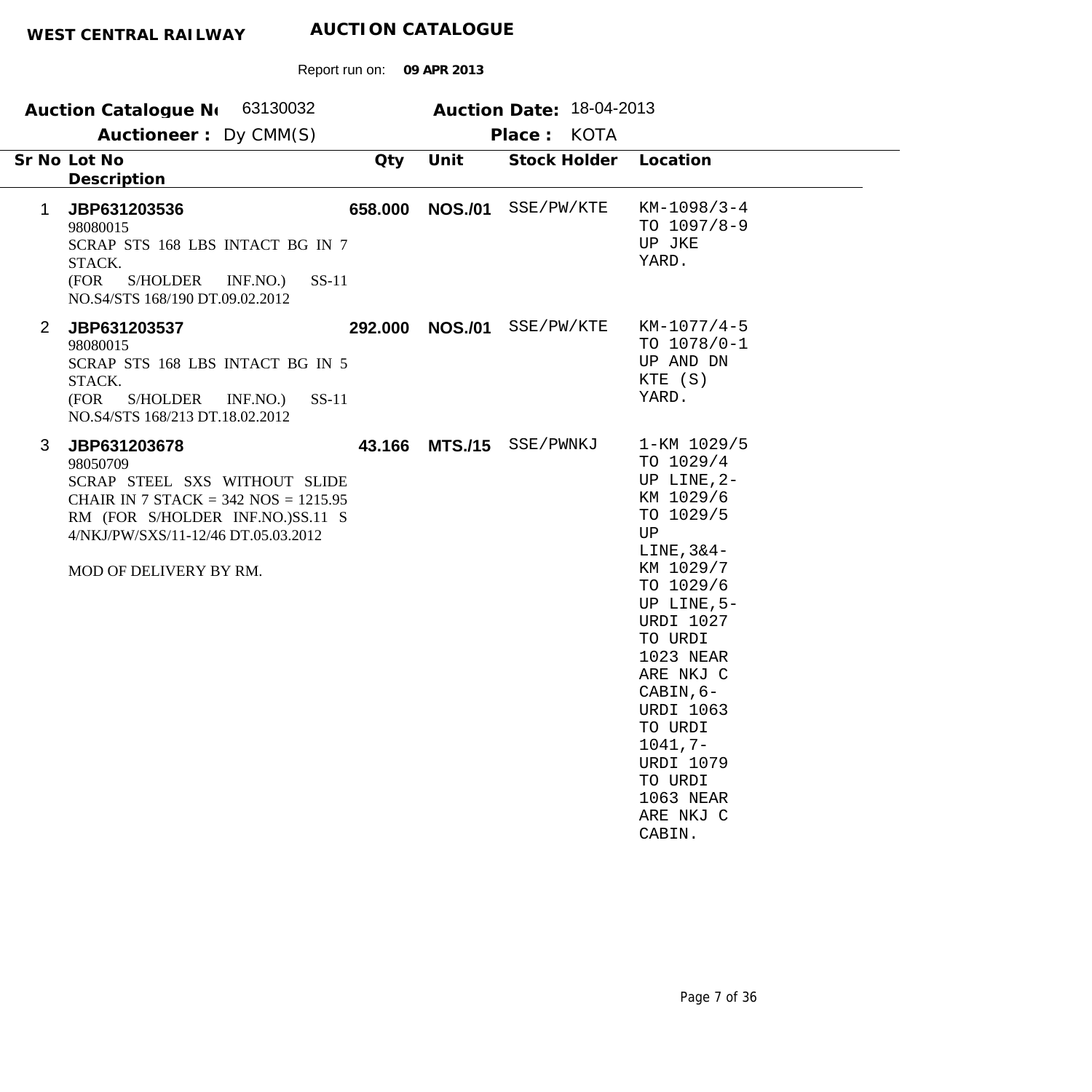**WEST CENTRAL RAILWAY** **AUCTION CATALOGUE**

Report run on: **09 APR 2013**

**Auction Catalogue No** 63130032 **Auction Date:** 18-04-2013

**Auctioneer :** Dy CMM(S) **Place :** KOTA

| Sr No | Lot No / Description | Qty | Unit | Stock Holder | Location |
|---|---|---|---|---|---|
| 1 | **JBP631203536**<br>98080015<br>SCRAP STS 168 LBS INTACT BG IN 7 STACK.<br>(FOR S/HOLDER INF.NO.) SS-11 NO.S4/STS 168/190 DT.09.02.2012 | **658.000** | **NOS./01** | SSE/PW/KTE | KM-1098/3-4 TO 1097/8-9 UP JKE YARD. |
| 2 | **JBP631203537**<br>98080015<br>SCRAP STS 168 LBS INTACT BG IN 5 STACK.<br>(FOR S/HOLDER INF.NO.) SS-11 NO.S4/STS 168/213 DT.18.02.2012 | **292.000** | **NOS./01** | SSE/PW/KTE | KM-1077/4-5 TO 1078/0-1 UP AND DN KTE (S) YARD. |
| 3 | **JBP631203678**<br>98050709<br>SCRAP STEEL SXS WITHOUT SLIDE CHAIR IN 7 STACK = 342 NOS = 1215.95 RM (FOR S/HOLDER INF.NO.)SS.11 S 4/NKJ/PW/SXS/11-12/46 DT.05.03.2012<br><br>MOD OF DELIVERY BY RM. | **43.166** | **MTS./15** | SSE/PWNKJ | 1-KM 1029/5 TO 1029/4 UP LINE,2-KM 1029/6 TO 1029/5 UP LINE,3&4-KM 1029/7 TO 1029/6 UP LINE,5-URDI 1027 TO URDI 1023 NEAR ARE NKJ C CABIN,6-URDI 1063 TO URDI 1041,7-URDI 1079 TO URDI 1063 NEAR ARE NKJ C CABIN. |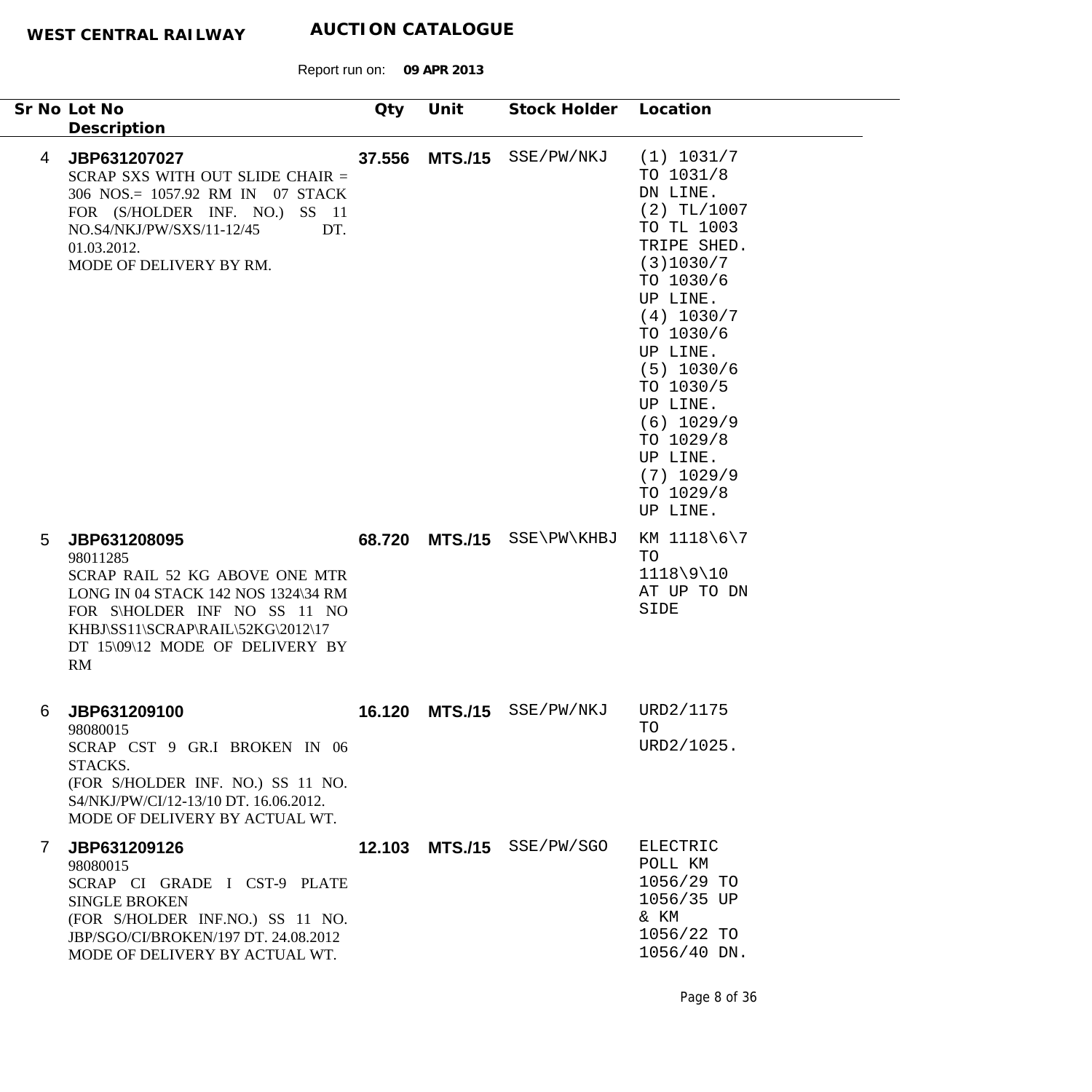**WEST CENTRAL RAILWAY** **AUCTION CATALOGUE**

Report run on: **09 APR 2013**

| Sr No | Lot No / Description | Qty | Unit | Stock Holder | Location |
|---|---|---|---|---|---|
| 4 | **JBP631207027**<br>SCRAP SXS WITH OUT SLIDE CHAIR = 306 NOS.= 1057.92 RM IN 07 STACK FOR (S/HOLDER INF. NO.) SS 11 NO.S4/NKJ/PW/SXS/11-12/45 DT. 01.03.2012.<br>MODE OF DELIVERY BY RM. | **37.556** | **MTS./15** | SSE/PW/NKJ | (1) 1031/7 TO 1031/8 DN LINE.<br>(2) TL/1007 TO TL 1003 TRIPE SHED.<br>(3)1030/7 TO 1030/6 UP LINE.<br>(4) 1030/7 TO 1030/6 UP LINE.<br>(5) 1030/6 TO 1030/5 UP LINE.<br>(6) 1029/9 TO 1029/8 UP LINE.<br>(7) 1029/9 TO 1029/8 UP LINE. |
| 5 | **JBP631208095**<br>98011285<br>SCRAP RAIL 52 KG ABOVE ONE MTR LONG IN 04 STACK 142 NOS 1324\34 RM FOR S\HOLDER INF NO SS 11 NO KHBJ\SS11\SCRAP\RAIL\52KG\2012\17 DT 15\09\12 MODE OF DELIVERY BY RM | **68.720** | **MTS./15** | SSE\PW\KHBJ | KM 1118\6\7 TO 1118\9\10 AT UP TO DN SIDE |
| 6 | **JBP631209100**<br>98080015<br>SCRAP CST 9 GR.I BROKEN IN 06 STACKS.<br>(FOR S/HOLDER INF. NO.) SS 11 NO. S4/NKJ/PW/CI/12-13/10 DT. 16.06.2012.<br>MODE OF DELIVERY BY ACTUAL WT. | **16.120** | **MTS./15** | SSE/PW/NKJ | URD2/1175 TO URD2/1025. |
| 7 | **JBP631209126**<br>98080015<br>SCRAP CI GRADE I CST-9 PLATE SINGLE BROKEN<br>(FOR S/HOLDER INF.NO.) SS 11 NO. JBP/SGO/CI/BROKEN/197 DT. 24.08.2012<br>MODE OF DELIVERY BY ACTUAL WT. | **12.103** | **MTS./15** | SSE/PW/SGO | ELECTRIC POLL KM 1056/29 TO 1056/35 UP & KM 1056/22 TO 1056/40 DN. |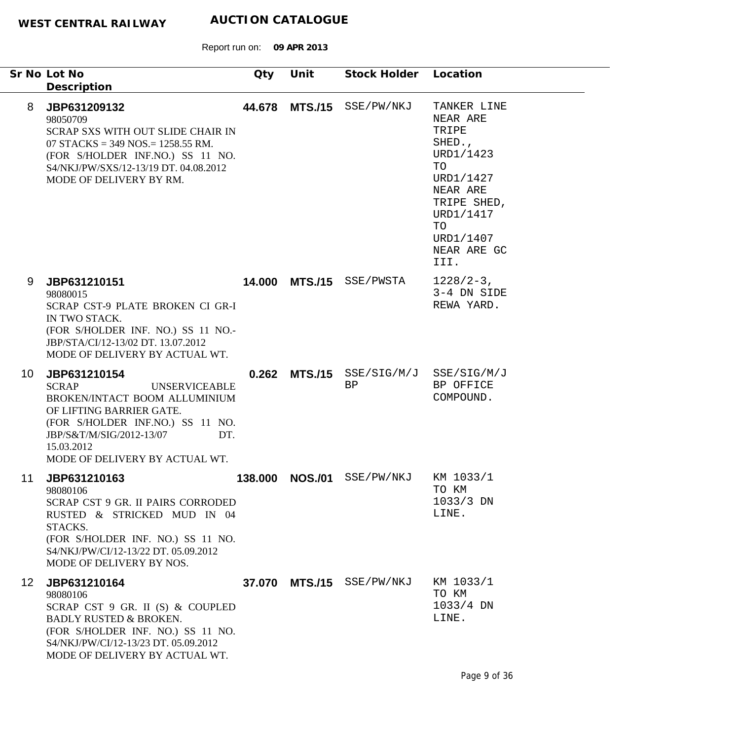**WEST CENTRAL RAILWAY** **AUCTION CATALOGUE**

Report run on: **09 APR 2013**

| Sr No | Lot No / Description | Qty | Unit | Stock Holder | Location |
|---|---|---|---|---|---|
| 8 | **JBP631209132**<br>98050709<br>SCRAP SXS WITH OUT SLIDE CHAIR IN 07 STACKS = 349 NOS.= 1258.55 RM.<br>(FOR S/HOLDER INF.NO.) SS 11 NO. S4/NKJ/PW/SXS/12-13/19 DT. 04.08.2012<br>MODE OF DELIVERY BY RM. | **44.678** | **MTS./15** | SSE/PW/NKJ | TANKER LINE NEAR ARE TRIPE SHED., URD1/1423 TO URD1/1427 NEAR ARE TRIPE SHED, URD1/1417 TO URD1/1407 NEAR ARE GC III. |
| 9 | **JBP631210151**<br>98080015<br>SCRAP CST-9 PLATE BROKEN CI GR-I IN TWO STACK.<br>(FOR S/HOLDER INF. NO.) SS 11 NO.- JBP/STA/CI/12-13/02 DT. 13.07.2012<br>MODE OF DELIVERY BY ACTUAL WT. | **14.000** | **MTS./15** | SSE/PWSTA | 1228/2-3, 3-4 DN SIDE REWA YARD. |
| 10 | **JBP631210154**<br>SCRAP UNSERVICEABLE BROKEN/INTACT BOOM ALLUMINIUM OF LIFTING BARRIER GATE.<br>(FOR S/HOLDER INF.NO.) SS 11 NO. JBP/S&T/M/SIG/2012-13/07 DT. 15.03.2012<br>MODE OF DELIVERY BY ACTUAL WT. | **0.262** | **MTS./15** | SSE/SIG/M/JBP | SSE/SIG/M/JBP OFFICE COMPOUND. |
| 11 | **JBP631210163**<br>98080106<br>SCRAP CST 9 GR. II PAIRS CORRODED RUSTED & STRICKED MUD IN 04 STACKS.<br>(FOR S/HOLDER INF. NO.) SS 11 NO. S4/NKJ/PW/CI/12-13/22 DT. 05.09.2012<br>MODE OF DELIVERY BY NOS. | **138.000** | **NOS./01** | SSE/PW/NKJ | KM 1033/1 TO KM 1033/3 DN LINE. |
| 12 | **JBP631210164**<br>98080106<br>SCRAP CST 9 GR. II (S) & COUPLED BADLY RUSTED & BROKEN.<br>(FOR S/HOLDER INF. NO.) SS 11 NO. S4/NKJ/PW/CI/12-13/23 DT. 05.09.2012<br>MODE OF DELIVERY BY ACTUAL WT. | **37.070** | **MTS./15** | SSE/PW/NKJ | KM 1033/1 TO KM 1033/4 DN LINE. |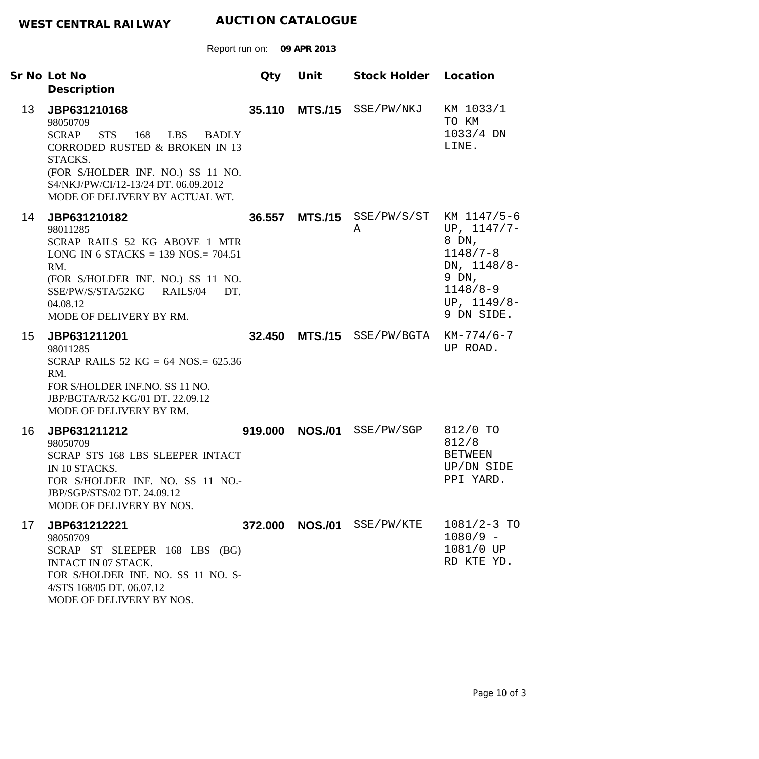**WEST CENTRAL RAILWAY** **AUCTION CATALOGUE**

Report run on: **09 APR 2013**

| Sr No | Lot No / Description | Qty | Unit | Stock Holder | Location |
|---|---|---|---|---|---|
| 13 | **JBP631210168**<br>98050709<br>SCRAP STS 168 LBS BADLY CORRODED RUSTED & BROKEN IN 13 STACKS.<br>(FOR S/HOLDER INF. NO.) SS 11 NO. S4/NKJ/PW/CI/12-13/24 DT. 06.09.2012<br>MODE OF DELIVERY BY ACTUAL WT. | **35.110** | **MTS./15** | SSE/PW/NKJ | KM 1033/1 TO KM 1033/4 DN LINE. |
| 14 | **JBP631210182**<br>98011285<br>SCRAP RAILS 52 KG ABOVE 1 MTR LONG IN 6 STACKS = 139 NOS.= 704.51 RM.<br>(FOR S/HOLDER INF. NO.) SS 11 NO. SSE/PW/S/STA/52KG RAILS/04 DT. 04.08.12<br>MODE OF DELIVERY BY RM. | **36.557** | **MTS./15** | SSE/PW/S/STA | KM 1147/5-6 UP, 1147/7-8 DN, 1148/7-8 DN, 1148/8-9 DN, 1148/8-9 UP, 1149/8-9 DN SIDE. |
| 15 | **JBP631211201**<br>98011285<br>SCRAP RAILS 52 KG = 64 NOS.= 625.36 RM.<br>FOR S/HOLDER INF.NO. SS 11 NO. JBP/BGTA/R/52 KG/01 DT. 22.09.12<br>MODE OF DELIVERY BY RM. | **32.450** | **MTS./15** | SSE/PW/BGTA | KM-774/6-7 UP ROAD. |
| 16 | **JBP631211212**<br>98050709<br>SCRAP STS 168 LBS SLEEPER INTACT IN 10 STACKS.<br>FOR S/HOLDER INF. NO. SS 11 NO.-JBP/SGP/STS/02 DT. 24.09.12<br>MODE OF DELIVERY BY NOS. | **919.000** | **NOS./01** | SSE/PW/SGP | 812/0 TO 812/8 BETWEEN UP/DN SIDE PPI YARD. |
| 17 | **JBP631212221**<br>98050709<br>SCRAP ST SLEEPER 168 LBS (BG) INTACT IN 07 STACK.<br>FOR S/HOLDER INF. NO. SS 11 NO. S-4/STS 168/05 DT. 06.07.12<br>MODE OF DELIVERY BY NOS. | **372.000** | **NOS./01** | SSE/PW/KTE | 1081/2-3 TO 1080/9 - 1081/0 UP RD KTE YD. |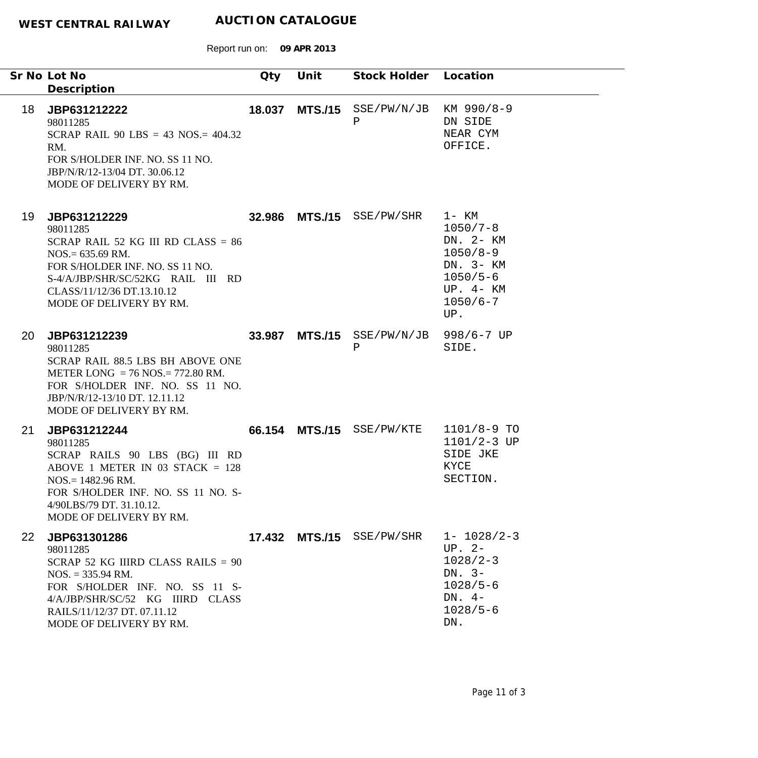**WEST CENTRAL RAILWAY** **AUCTION CATALOGUE**

Report run on: **09 APR 2013**

| Sr No | Lot No / Description | Qty | Unit | Stock Holder | Location |
|---|---|---|---|---|---|
| 18 | **JBP631212222**<br>98011285<br>SCRAP RAIL 90 LBS = 43 NOS.= 404.32 RM.<br>FOR S/HOLDER INF. NO. SS 11 NO. JBP/N/R/12-13/04 DT. 30.06.12<br>MODE OF DELIVERY BY RM. | **18.037** | **MTS./15** | SSE/PW/N/JBP | KM 990/8-9 DN SIDE NEAR CYM OFFICE. |
| 19 | **JBP631212229**<br>98011285<br>SCRAP RAIL 52 KG III RD CLASS = 86 NOS.= 635.69 RM.<br>FOR S/HOLDER INF. NO. SS 11 NO. S-4/A/JBP/SHR/SC/52KG RAIL III RD CLASS/11/12/36 DT.13.10.12<br>MODE OF DELIVERY BY RM. | **32.986** | **MTS./15** | SSE/PW/SHR | 1- KM 1050/7-8 DN. 2- KM 1050/8-9 DN. 3- KM 1050/5-6 UP. 4- KM 1050/6-7 UP. |
| 20 | **JBP631212239**<br>98011285<br>SCRAP RAIL 88.5 LBS BH ABOVE ONE METER LONG = 76 NOS.= 772.80 RM.<br>FOR S/HOLDER INF. NO. SS 11 NO. JBP/N/R/12-13/10 DT. 12.11.12<br>MODE OF DELIVERY BY RM. | **33.987** | **MTS./15** | SSE/PW/N/JBP | 998/6-7 UP SIDE. |
| 21 | **JBP631212244**<br>98011285<br>SCRAP RAILS 90 LBS (BG) III RD ABOVE 1 METER IN 03 STACK = 128 NOS.= 1482.96 RM.<br>FOR S/HOLDER INF. NO. SS 11 NO. S-4/90LBS/79 DT. 31.10.12.<br>MODE OF DELIVERY BY RM. | **66.154** | **MTS./15** | SSE/PW/KTE | 1101/8-9 TO 1101/2-3 UP SIDE JKE KYCE SECTION. |
| 22 | **JBP631301286**<br>98011285<br>SCRAP 52 KG IIIRD CLASS RAILS = 90 NOS. = 335.94 RM.<br>FOR S/HOLDER INF. NO. SS 11 S-4/A/JBP/SHR/SC/52 KG IIIRD CLASS RAILS/11/12/37 DT. 07.11.12<br>MODE OF DELIVERY BY RM. | **17.432** | **MTS./15** | SSE/PW/SHR | 1- 1028/2-3 UP. 2- 1028/2-3 DN. 3- 1028/5-6 DN. 4- 1028/5-6 DN. |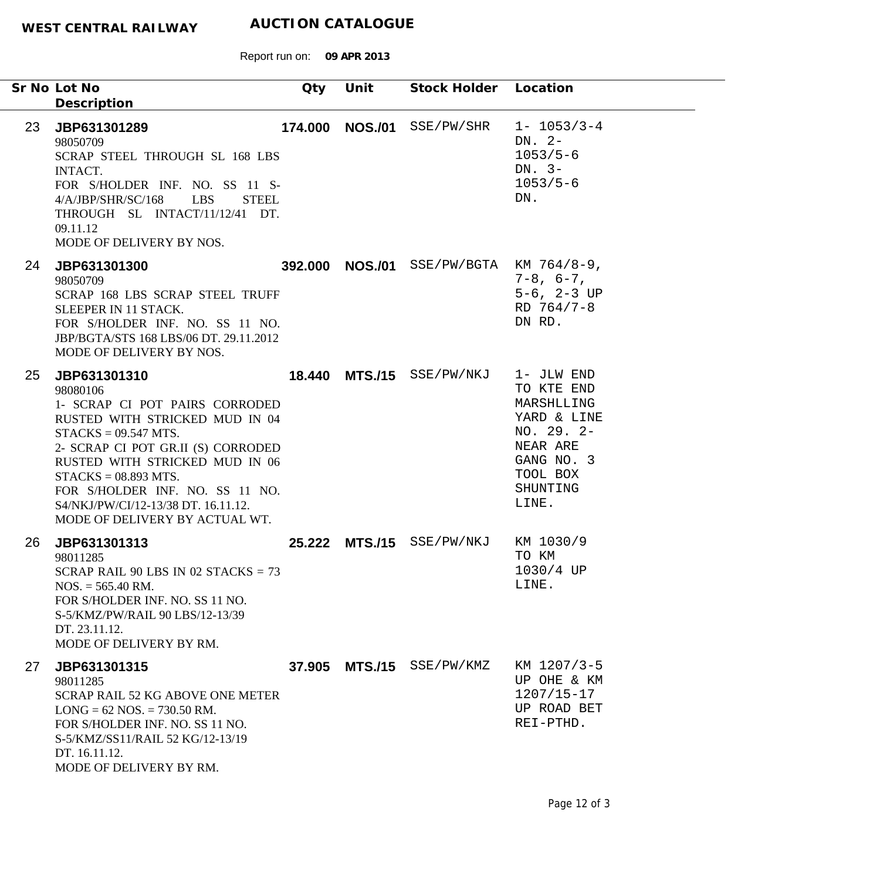**WEST CENTRAL RAILWAY** **AUCTION CATALOGUE**

Report run on: **09 APR 2013**

| Sr No | Lot No / Description | Qty | Unit | Stock Holder | Location |
|---|---|---|---|---|---|
| 23 | **JBP631301289**<br>98050709<br>SCRAP STEEL THROUGH SL 168 LBS INTACT.<br>FOR S/HOLDER INF. NO. SS 11 S-4/A/JBP/SHR/SC/168 LBS STEEL THROUGH SL INTACT/11/12/41 DT. 09.11.12<br>MODE OF DELIVERY BY NOS. | **174.000** | **NOS./01** | SSE/PW/SHR | 1- 1053/3-4 DN. 2- 1053/5-6 DN. 3- 1053/5-6 DN. |
| 24 | **JBP631301300**<br>98050709<br>SCRAP 168 LBS SCRAP STEEL TRUFF SLEEPER IN 11 STACK.<br>FOR S/HOLDER INF. NO. SS 11 NO. JBP/BGTA/STS 168 LBS/06 DT. 29.11.2012<br>MODE OF DELIVERY BY NOS. | **392.000** | **NOS./01** | SSE/PW/BGTA | KM 764/8-9, 7-8, 6-7, 5-6, 2-3 UP RD 764/7-8 DN RD. |
| 25 | **JBP631301310**<br>98080106<br>1- SCRAP CI POT PAIRS CORRODED RUSTED WITH STRICKED MUD IN 04 STACKS = 09.547 MTS.<br>2- SCRAP CI POT GR.II (S) CORRODED RUSTED WITH STRICKED MUD IN 06 STACKS = 08.893 MTS.<br>FOR S/HOLDER INF. NO. SS 11 NO. S4/NKJ/PW/CI/12-13/38 DT. 16.11.12.<br>MODE OF DELIVERY BY ACTUAL WT. | **18.440** | **MTS./15** | SSE/PW/NKJ | 1- JLW END TO KTE END MARSHLLING YARD & LINE NO. 29. 2- NEAR ARE GANG NO. 3 TOOL BOX SHUNTING LINE. |
| 26 | **JBP631301313**<br>98011285<br>SCRAP RAIL 90 LBS IN 02 STACKS = 73 NOS. = 565.40 RM.<br>FOR S/HOLDER INF. NO. SS 11 NO. S-5/KMZ/PW/RAIL 90 LBS/12-13/39 DT. 23.11.12.<br>MODE OF DELIVERY BY RM. | **25.222** | **MTS./15** | SSE/PW/NKJ | KM 1030/9 TO KM 1030/4 UP LINE. |
| 27 | **JBP631301315**<br>98011285<br>SCRAP RAIL 52 KG ABOVE ONE METER LONG = 62 NOS. = 730.50 RM.<br>FOR S/HOLDER INF. NO. SS 11 NO. S-5/KMZ/SS11/RAIL 52 KG/12-13/19 DT. 16.11.12.<br>MODE OF DELIVERY BY RM. | **37.905** | **MTS./15** | SSE/PW/KMZ | KM 1207/3-5 UP OHE & KM 1207/15-17 UP ROAD BET REI-PTHD. |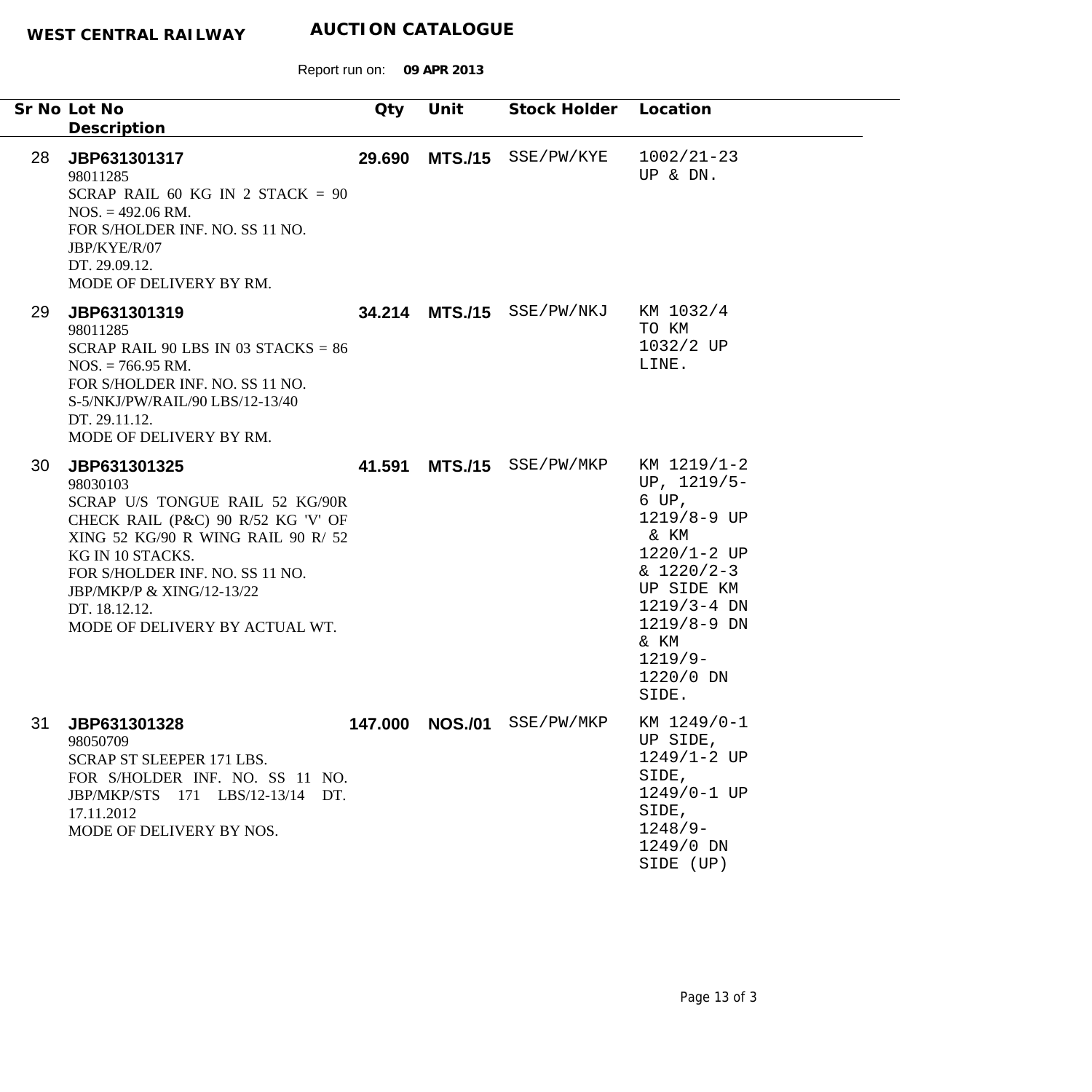**WEST CENTRAL RAILWAY** **AUCTION CATALOGUE**

Report run on: **09 APR 2013**

| Sr No | Lot No / Description | Qty | Unit | Stock Holder | Location |
|---|---|---|---|---|---|
| 28 | **JBP631301317**<br>98011285<br>SCRAP RAIL 60 KG IN 2 STACK = 90 NOS. = 492.06 RM.<br>FOR S/HOLDER INF. NO. SS 11 NO. JBP/KYE/R/07<br>DT. 29.09.12.<br>MODE OF DELIVERY BY RM. | **29.690** | **MTS./15** | SSE/PW/KYE | 1002/21-23 UP & DN. |
| 29 | **JBP631301319**<br>98011285<br>SCRAP RAIL 90 LBS IN 03 STACKS = 86 NOS. = 766.95 RM.<br>FOR S/HOLDER INF. NO. SS 11 NO. S-5/NKJ/PW/RAIL/90 LBS/12-13/40<br>DT. 29.11.12.<br>MODE OF DELIVERY BY RM. | **34.214** | **MTS./15** | SSE/PW/NKJ | KM 1032/4 TO KM 1032/2 UP LINE. |
| 30 | **JBP631301325**<br>98030103<br>SCRAP U/S TONGUE RAIL 52 KG/90R CHECK RAIL (P&C) 90 R/52 KG 'V' OF XING 52 KG/90 R WING RAIL 90 R/ 52 KG IN 10 STACKS.<br>FOR S/HOLDER INF. NO. SS 11 NO. JBP/MKP/P & XING/12-13/22<br>DT. 18.12.12.<br>MODE OF DELIVERY BY ACTUAL WT. | **41.591** | **MTS./15** | SSE/PW/MKP | KM 1219/1-2 UP, 1219/5-6 UP, 1219/8-9 UP & KM 1220/1-2 UP & 1220/2-3 UP SIDE KM 1219/3-4 DN 1219/8-9 DN & KM 1219/9-1220/0 DN SIDE. |
| 31 | **JBP631301328**<br>98050709<br>SCRAP ST SLEEPER 171 LBS.<br>FOR S/HOLDER INF. NO. SS 11 NO. JBP/MKP/STS 171 LBS/12-13/14 DT. 17.11.2012<br>MODE OF DELIVERY BY NOS. | **147.000** | **NOS./01** | SSE/PW/MKP | KM 1249/0-1 UP SIDE, 1249/1-2 UP SIDE, 1249/0-1 UP SIDE, 1248/9-1249/0 DN SIDE (UP) |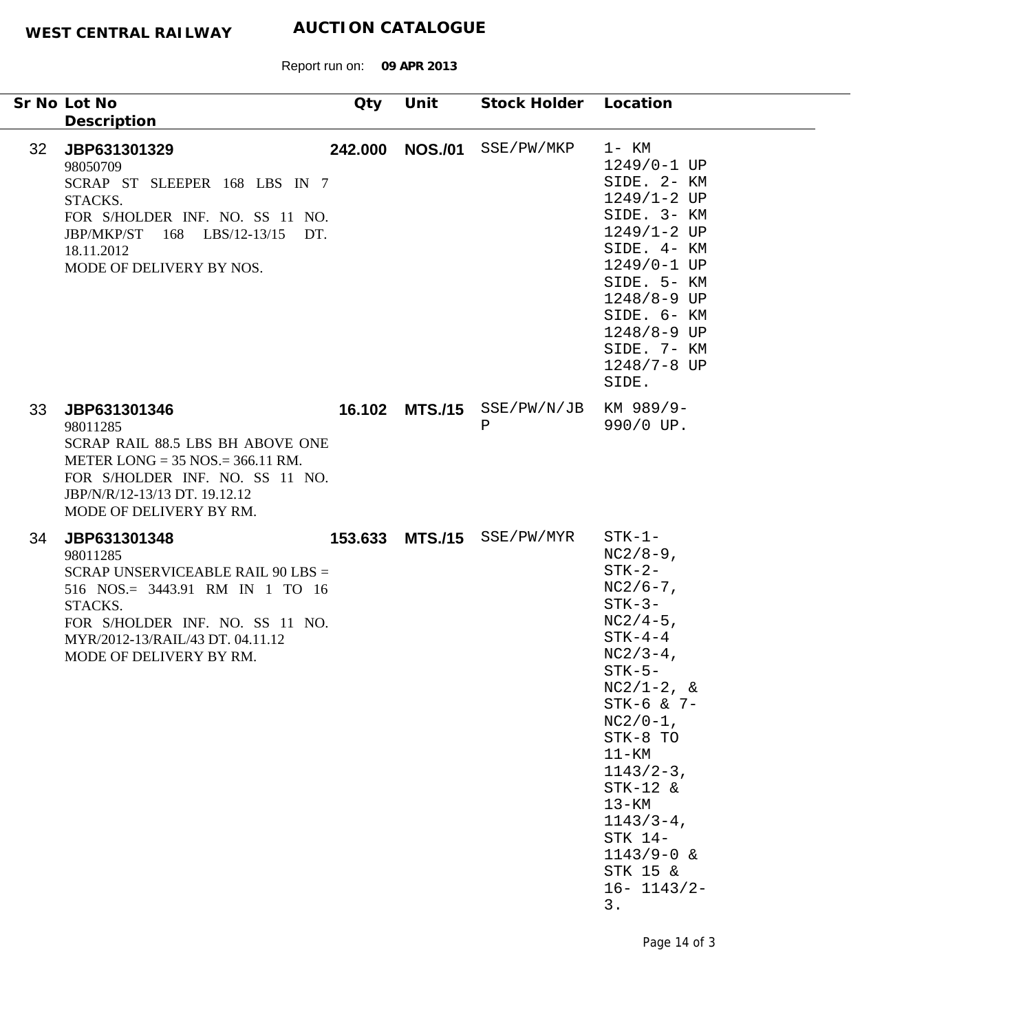**WEST CENTRAL RAILWAY** **AUCTION CATALOGUE**

Report run on: **09 APR 2013**

| Sr No | Lot No / Description | Qty | Unit | Stock Holder | Location |
|---|---|---|---|---|---|
| 32 | **JBP631301329**<br>98050709<br>SCRAP ST SLEEPER 168 LBS IN 7 STACKS.<br>FOR S/HOLDER INF. NO. SS 11 NO. JBP/MKP/ST 168 LBS/12-13/15 DT. 18.11.2012<br>MODE OF DELIVERY BY NOS. | **242.000** | **NOS./01** | SSE/PW/MKP | 1- KM 1249/0-1 UP SIDE. 2- KM 1249/1-2 UP SIDE. 3- KM 1249/1-2 UP SIDE. 4- KM 1249/0-1 UP SIDE. 5- KM 1248/8-9 UP SIDE. 6- KM 1248/8-9 UP SIDE. 7- KM 1248/7-8 UP SIDE. |
| 33 | **JBP631301346**<br>98011285<br>SCRAP RAIL 88.5 LBS BH ABOVE ONE METER LONG = 35 NOS.= 366.11 RM.<br>FOR S/HOLDER INF. NO. SS 11 NO. JBP/N/R/12-13/13 DT. 19.12.12<br>MODE OF DELIVERY BY RM. | **16.102** | **MTS./15** | SSE/PW/N/JBP | KM 989/9-990/0 UP. |
| 34 | **JBP631301348**<br>98011285<br>SCRAP UNSERVICEABLE RAIL 90 LBS = 516 NOS.= 3443.91 RM IN 1 TO 16 STACKS.<br>FOR S/HOLDER INF. NO. SS 11 NO. MYR/2012-13/RAIL/43 DT. 04.11.12<br>MODE OF DELIVERY BY RM. | **153.633** | **MTS./15** | SSE/PW/MYR | STK-1-NC2/8-9, STK-2-NC2/6-7, STK-3-NC2/4-5, STK-4-4 NC2/3-4, STK-5-NC2/1-2, & STK-6 & 7-NC2/0-1, STK-8 TO 11-KM 1143/2-3, STK-12 & 13-KM 1143/3-4, STK 14-1143/9-0 & STK 15 & 16- 1143/2-3. |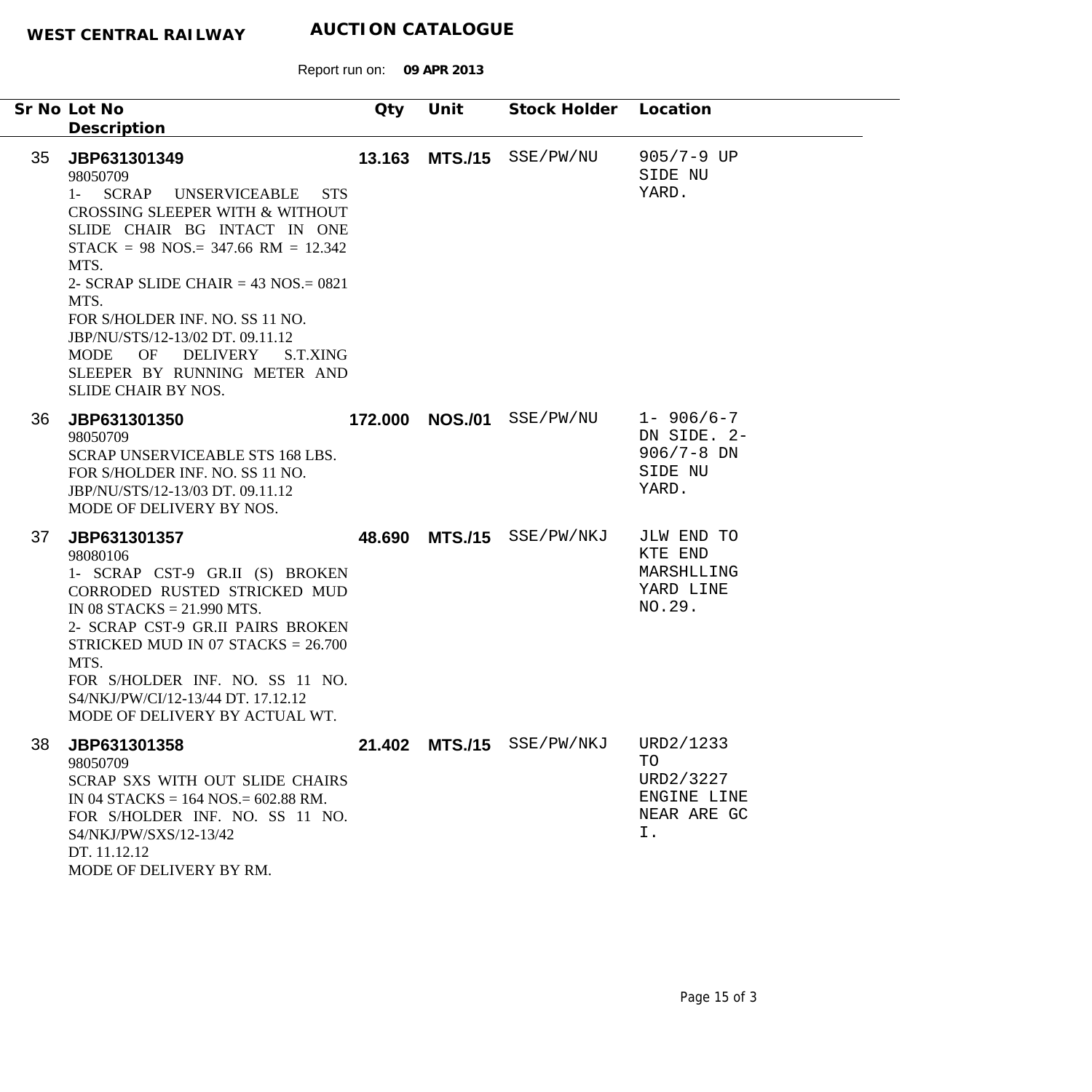**WEST CENTRAL RAILWAY** **AUCTION CATALOGUE**

Report run on: **09 APR 2013**

| Sr No | Lot No / Description | Qty | Unit | Stock Holder | Location |
|---|---|---|---|---|---|
| 35 | **JBP631301349**<br>98050709<br>1- SCRAP UNSERVICEABLE STS CROSSING SLEEPER WITH & WITHOUT SLIDE CHAIR BG INTACT IN ONE STACK = 98 NOS.= 347.66 RM = 12.342 MTS.<br>2- SCRAP SLIDE CHAIR = 43 NOS.= 0821 MTS.<br>FOR S/HOLDER INF. NO. SS 11 NO. JBP/NU/STS/12-13/02 DT. 09.11.12<br>MODE OF DELIVERY S.T.XING SLEEPER BY RUNNING METER AND SLIDE CHAIR BY NOS. | **13.163** | **MTS./15** | SSE/PW/NU | 905/7-9 UP SIDE NU YARD. |
| 36 | **JBP631301350**<br>98050709<br>SCRAP UNSERVICEABLE STS 168 LBS.<br>FOR S/HOLDER INF. NO. SS 11 NO. JBP/NU/STS/12-13/03 DT. 09.11.12<br>MODE OF DELIVERY BY NOS. | **172.000** | **NOS./01** | SSE/PW/NU | 1- 906/6-7 DN SIDE. 2- 906/7-8 DN SIDE NU YARD. |
| 37 | **JBP631301357**<br>98080106<br>1- SCRAP CST-9 GR.II (S) BROKEN CORRODED RUSTED STRICKED MUD IN 08 STACKS = 21.990 MTS.<br>2- SCRAP CST-9 GR.II PAIRS BROKEN STRICKED MUD IN 07 STACKS = 26.700 MTS.<br>FOR S/HOLDER INF. NO. SS 11 NO. S4/NKJ/PW/CI/12-13/44 DT. 17.12.12<br>MODE OF DELIVERY BY ACTUAL WT. | **48.690** | **MTS./15** | SSE/PW/NKJ | JLW END TO KTE END MARSHLLING YARD LINE NO.29. |
| 38 | **JBP631301358**<br>98050709<br>SCRAP SXS WITH OUT SLIDE CHAIRS IN 04 STACKS = 164 NOS.= 602.88 RM.<br>FOR S/HOLDER INF. NO. SS 11 NO. S4/NKJ/PW/SXS/12-13/42<br>DT. 11.12.12<br>MODE OF DELIVERY BY RM. | **21.402** | **MTS./15** | SSE/PW/NKJ | URD2/1233 TO URD2/3227 ENGINE LINE NEAR ARE GC I. |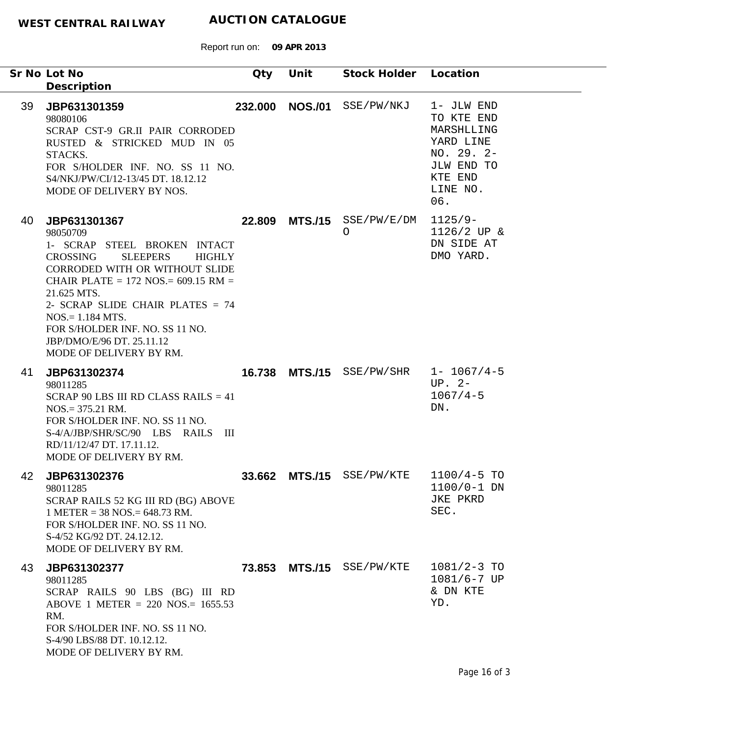**WEST CENTRAL RAILWAY** **AUCTION CATALOGUE**

Report run on: **09 APR 2013**

| Sr No | Lot No / Description | Qty | Unit | Stock Holder | Location |
|---|---|---|---|---|---|
| 39 | **JBP631301359**<br>98080106<br>SCRAP CST-9 GR.II PAIR CORRODED RUSTED & STRICKED MUD IN 05 STACKS.<br>FOR S/HOLDER INF. NO. SS 11 NO. S4/NKJ/PW/CI/12-13/45 DT. 18.12.12<br>MODE OF DELIVERY BY NOS. | **232.000** | **NOS./01** | SSE/PW/NKJ | 1- JLW END TO KTE END MARSHLLING YARD LINE NO. 29. 2- JLW END TO KTE END LINE NO. 06. |
| 40 | **JBP631301367**<br>98050709<br>1- SCRAP STEEL BROKEN INTACT CROSSING SLEEPERS HIGHLY CORRODED WITH OR WITHOUT SLIDE CHAIR PLATE = 172 NOS.= 609.15 RM = 21.625 MTS.<br>2- SCRAP SLIDE CHAIR PLATES = 74 NOS.= 1.184 MTS.<br>FOR S/HOLDER INF. NO. SS 11 NO. JBP/DMO/E/96 DT. 25.11.12<br>MODE OF DELIVERY BY RM. | **22.809** | **MTS./15** | SSE/PW/E/DMO | 1125/9-1126/2 UP & DN SIDE AT DMO YARD. |
| 41 | **JBP631302374**<br>98011285<br>SCRAP 90 LBS III RD CLASS RAILS = 41 NOS.= 375.21 RM.<br>FOR S/HOLDER INF. NO. SS 11 NO. S-4/A/JBP/SHR/SC/90 LBS RAILS III RD/11/12/47 DT. 17.11.12.<br>MODE OF DELIVERY BY RM. | **16.738** | **MTS./15** | SSE/PW/SHR | 1- 1067/4-5 UP. 2- 1067/4-5 DN. |
| 42 | **JBP631302376**<br>98011285<br>SCRAP RAILS 52 KG III RD (BG) ABOVE 1 METER = 38 NOS.= 648.73 RM.<br>FOR S/HOLDER INF. NO. SS 11 NO. S-4/52 KG/92 DT. 24.12.12.<br>MODE OF DELIVERY BY RM. | **33.662** | **MTS./15** | SSE/PW/KTE | 1100/4-5 TO 1100/0-1 DN JKE PKRD SEC. |
| 43 | **JBP631302377**<br>98011285<br>SCRAP RAILS 90 LBS (BG) III RD ABOVE 1 METER = 220 NOS.= 1655.53 RM.<br>FOR S/HOLDER INF. NO. SS 11 NO. S-4/90 LBS/88 DT. 10.12.12.<br>MODE OF DELIVERY BY RM. | **73.853** | **MTS./15** | SSE/PW/KTE | 1081/2-3 TO 1081/6-7 UP & DN KTE YD. |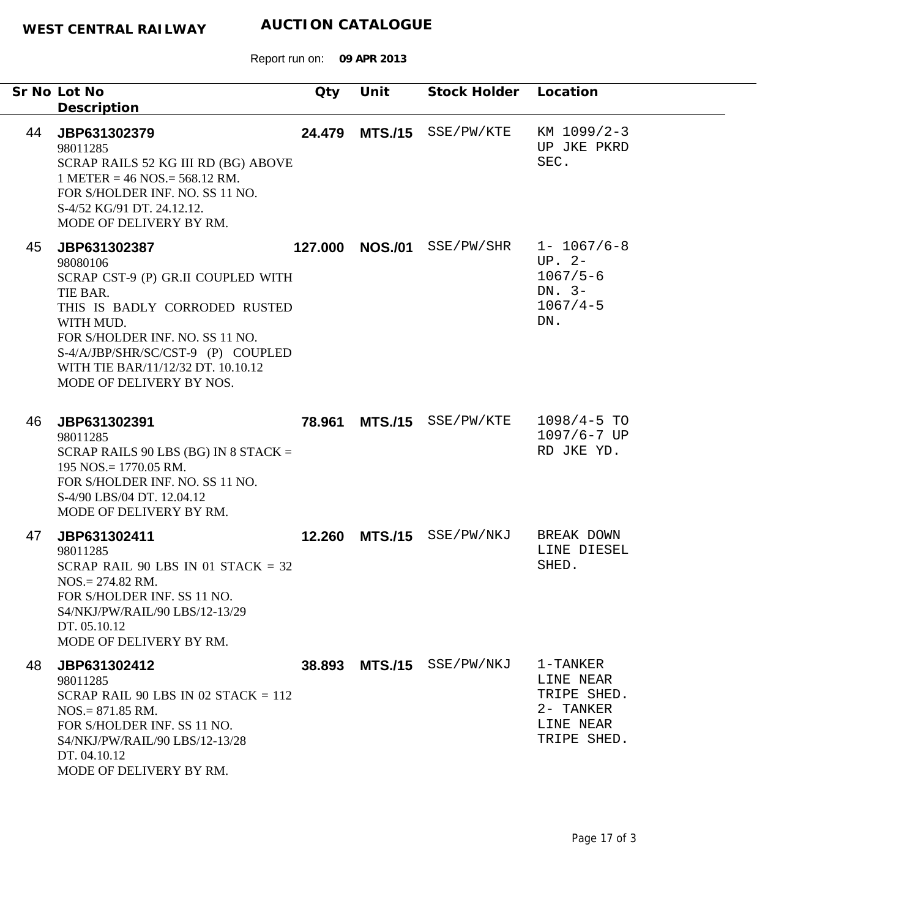**WEST CENTRAL RAILWAY** **AUCTION CATALOGUE**

Report run on: **09 APR 2013**

| Sr No | Lot No / Description | Qty | Unit | Stock Holder | Location |
|---|---|---|---|---|---|
| 44 | **JBP631302379**<br>98011285<br>SCRAP RAILS 52 KG III RD (BG) ABOVE 1 METER = 46 NOS.= 568.12 RM.<br>FOR S/HOLDER INF. NO. SS 11 NO. S-4/52 KG/91 DT. 24.12.12.<br>MODE OF DELIVERY BY RM. | **24.479** | **MTS./15** | SSE/PW/KTE | KM 1099/2-3 UP JKE PKRD SEC. |
| 45 | **JBP631302387**<br>98080106<br>SCRAP CST-9 (P) GR.II COUPLED WITH TIE BAR.<br>THIS IS BADLY CORRODED RUSTED WITH MUD.<br>FOR S/HOLDER INF. NO. SS 11 NO. S-4/A/JBP/SHR/SC/CST-9 (P) COUPLED WITH TIE BAR/11/12/32 DT. 10.10.12<br>MODE OF DELIVERY BY NOS. | **127.000** | **NOS./01** | SSE/PW/SHR | 1- 1067/6-8 UP. 2- 1067/5-6 DN. 3- 1067/4-5 DN. |
| 46 | **JBP631302391**<br>98011285<br>SCRAP RAILS 90 LBS (BG) IN 8 STACK = 195 NOS.= 1770.05 RM.<br>FOR S/HOLDER INF. NO. SS 11 NO. S-4/90 LBS/04 DT. 12.04.12<br>MODE OF DELIVERY BY RM. | **78.961** | **MTS./15** | SSE/PW/KTE | 1098/4-5 TO 1097/6-7 UP RD JKE YD. |
| 47 | **JBP631302411**<br>98011285<br>SCRAP RAIL 90 LBS IN 01 STACK = 32 NOS.= 274.82 RM.<br>FOR S/HOLDER INF. SS 11 NO. S4/NKJ/PW/RAIL/90 LBS/12-13/29 DT. 05.10.12<br>MODE OF DELIVERY BY RM. | **12.260** | **MTS./15** | SSE/PW/NKJ | BREAK DOWN LINE DIESEL SHED. |
| 48 | **JBP631302412**<br>98011285<br>SCRAP RAIL 90 LBS IN 02 STACK = 112 NOS.= 871.85 RM.<br>FOR S/HOLDER INF. SS 11 NO. S4/NKJ/PW/RAIL/90 LBS/12-13/28 DT. 04.10.12<br>MODE OF DELIVERY BY RM. | **38.893** | **MTS./15** | SSE/PW/NKJ | 1-TANKER LINE NEAR TRIPE SHED. 2- TANKER LINE NEAR TRIPE SHED. |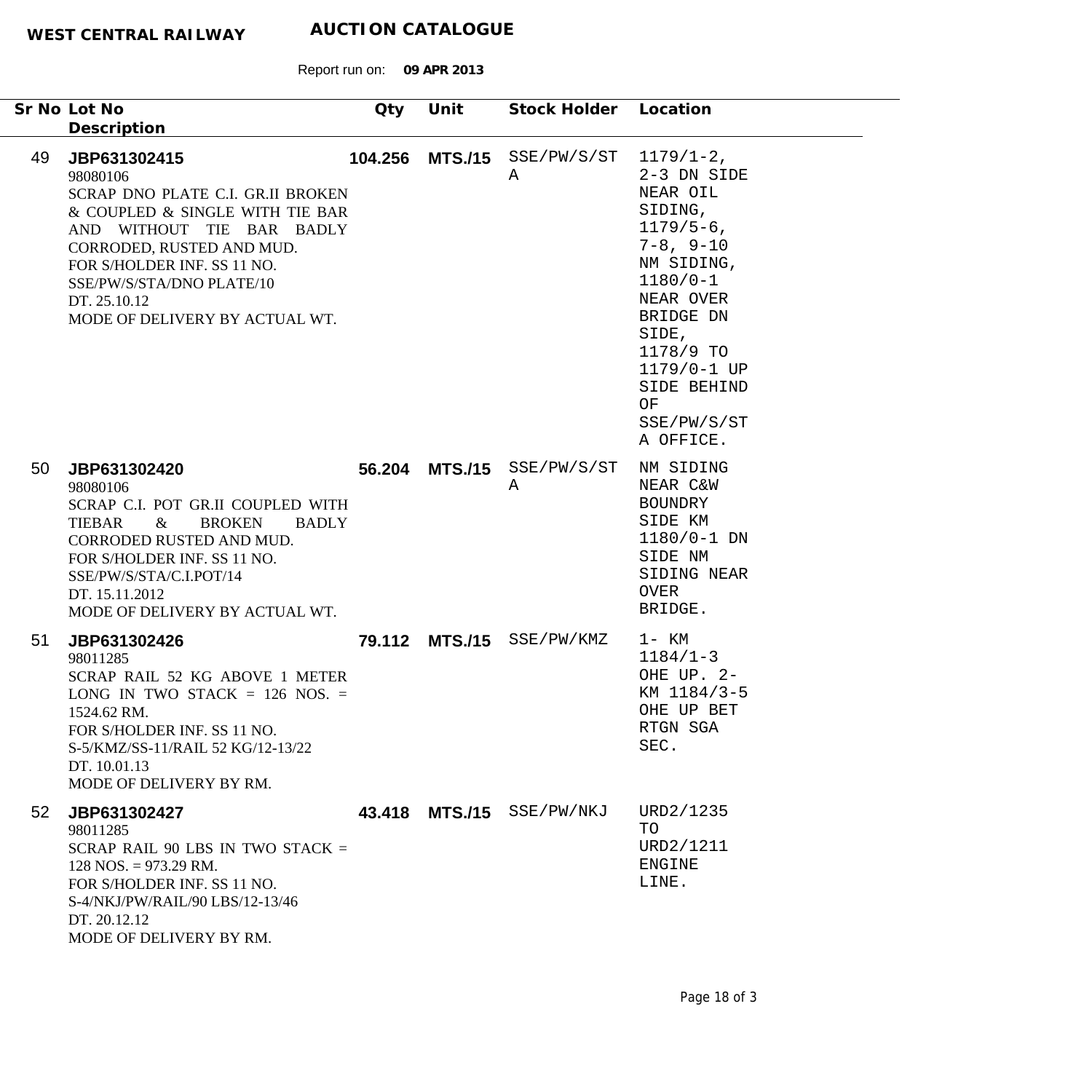**WEST CENTRAL RAILWAY** **AUCTION CATALOGUE**

Report run on: **09 APR 2013**

| Sr No | Lot No / Description | Qty | Unit | Stock Holder | Location |
|---|---|---|---|---|---|
| 49 | **JBP631302415**<br>98080106<br>SCRAP DNO PLATE C.I. GR.II BROKEN & COUPLED & SINGLE WITH TIE BAR AND WITHOUT TIE BAR BADLY CORRODED, RUSTED AND MUD.<br>FOR S/HOLDER INF. SS 11 NO.<br>SSE/PW/S/STA/DNO PLATE/10<br>DT. 25.10.12<br>MODE OF DELIVERY BY ACTUAL WT. | **104.256** | **MTS./15** | SSE/PW/S/STA | 1179/1-2, 2-3 DN SIDE NEAR OIL SIDING, 1179/5-6, 7-8, 9-10 NM SIDING, 1180/0-1 NEAR OVER BRIDGE DN SIDE, 1178/9 TO 1179/0-1 UP SIDE BEHIND OF SSE/PW/S/STA OFFICE. |
| 50 | **JBP631302420**<br>98080106<br>SCRAP C.I. POT GR.II COUPLED WITH TIEBAR & BROKEN BADLY CORRODED RUSTED AND MUD.<br>FOR S/HOLDER INF. SS 11 NO.<br>SSE/PW/S/STA/C.I.POT/14<br>DT. 15.11.2012<br>MODE OF DELIVERY BY ACTUAL WT. | **56.204** | **MTS./15** | SSE/PW/S/STA | NM SIDING NEAR C&W BOUNDRY SIDE KM 1180/0-1 DN SIDE NM SIDING NEAR OVER BRIDGE. |
| 51 | **JBP631302426**<br>98011285<br>SCRAP RAIL 52 KG ABOVE 1 METER LONG IN TWO STACK = 126 NOS. = 1524.62 RM.<br>FOR S/HOLDER INF. SS 11 NO.<br>S-5/KMZ/SS-11/RAIL 52 KG/12-13/22<br>DT. 10.01.13<br>MODE OF DELIVERY BY RM. | **79.112** | **MTS./15** | SSE/PW/KMZ | 1- KM 1184/1-3 OHE UP. 2- KM 1184/3-5 OHE UP BET RTGN SGA SEC. |
| 52 | **JBP631302427**<br>98011285<br>SCRAP RAIL 90 LBS IN TWO STACK = 128 NOS. = 973.29 RM.<br>FOR S/HOLDER INF. SS 11 NO.<br>S-4/NKJ/PW/RAIL/90 LBS/12-13/46<br>DT. 20.12.12<br>MODE OF DELIVERY BY RM. | **43.418** | **MTS./15** | SSE/PW/NKJ | URD2/1235 TO URD2/1211 ENGINE LINE. |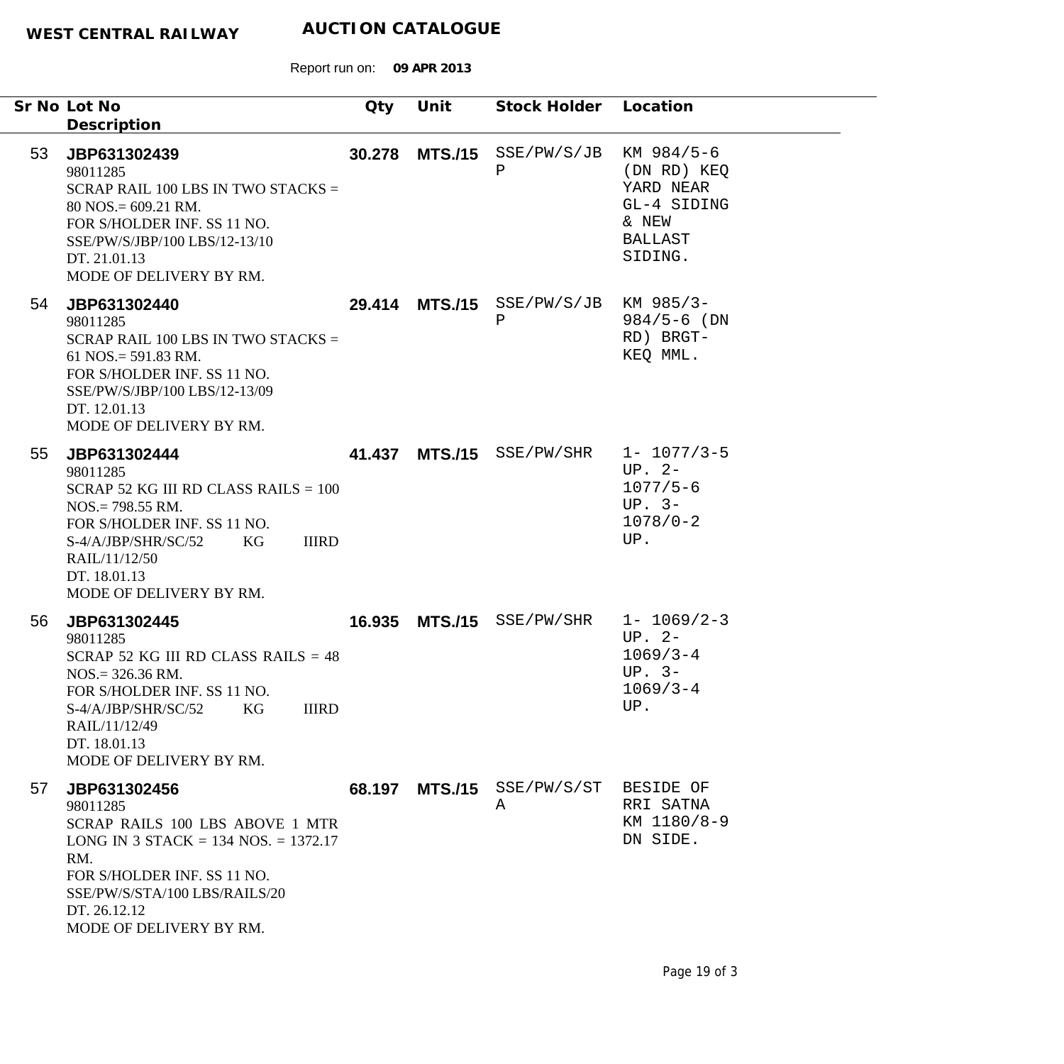**WEST CENTRAL RAILWAY** **AUCTION CATALOGUE**

Report run on: **09 APR 2013**

| Sr No | Lot No / Description | Qty | Unit | Stock Holder | Location |
|---|---|---|---|---|---|
| 53 | **JBP631302439**<br>98011285<br>SCRAP RAIL 100 LBS IN TWO STACKS = 80 NOS.= 609.21 RM.<br>FOR S/HOLDER INF. SS 11 NO. SSE/PW/S/JBP/100 LBS/12-13/10 DT. 21.01.13<br>MODE OF DELIVERY BY RM. | **30.278** | **MTS./15** | SSE/PW/S/JBP | KM 984/5-6 (DN RD) KEQ YARD NEAR GL-4 SIDING & NEW BALLAST SIDING. |
| 54 | **JBP631302440**<br>98011285<br>SCRAP RAIL 100 LBS IN TWO STACKS = 61 NOS.= 591.83 RM.<br>FOR S/HOLDER INF. SS 11 NO. SSE/PW/S/JBP/100 LBS/12-13/09 DT. 12.01.13<br>MODE OF DELIVERY BY RM. | **29.414** | **MTS./15** | SSE/PW/S/JBP | KM 985/3-984/5-6 (DN RD) BRGT-KEQ MML. |
| 55 | **JBP631302444**<br>98011285<br>SCRAP 52 KG III RD CLASS RAILS = 100 NOS.= 798.55 RM.<br>FOR S/HOLDER INF. SS 11 NO. S-4/A/JBP/SHR/SC/52 KG IIIRD RAIL/11/12/50 DT. 18.01.13<br>MODE OF DELIVERY BY RM. | **41.437** | **MTS./15** | SSE/PW/SHR | 1- 1077/3-5 UP. 2- 1077/5-6 UP. 3- 1078/0-2 UP. |
| 56 | **JBP631302445**<br>98011285<br>SCRAP 52 KG III RD CLASS RAILS = 48 NOS.= 326.36 RM.<br>FOR S/HOLDER INF. SS 11 NO. S-4/A/JBP/SHR/SC/52 KG IIIRD RAIL/11/12/49 DT. 18.01.13<br>MODE OF DELIVERY BY RM. | **16.935** | **MTS./15** | SSE/PW/SHR | 1- 1069/2-3 UP. 2- 1069/3-4 UP. 3- 1069/3-4 UP. |
| 57 | **JBP631302456**<br>98011285<br>SCRAP RAILS 100 LBS ABOVE 1 MTR LONG IN 3 STACK = 134 NOS. = 1372.17 RM.<br>FOR S/HOLDER INF. SS 11 NO. SSE/PW/S/STA/100 LBS/RAILS/20 DT. 26.12.12<br>MODE OF DELIVERY BY RM. | **68.197** | **MTS./15** | SSE/PW/S/STA | BESIDE OF RRI SATNA KM 1180/8-9 DN SIDE. |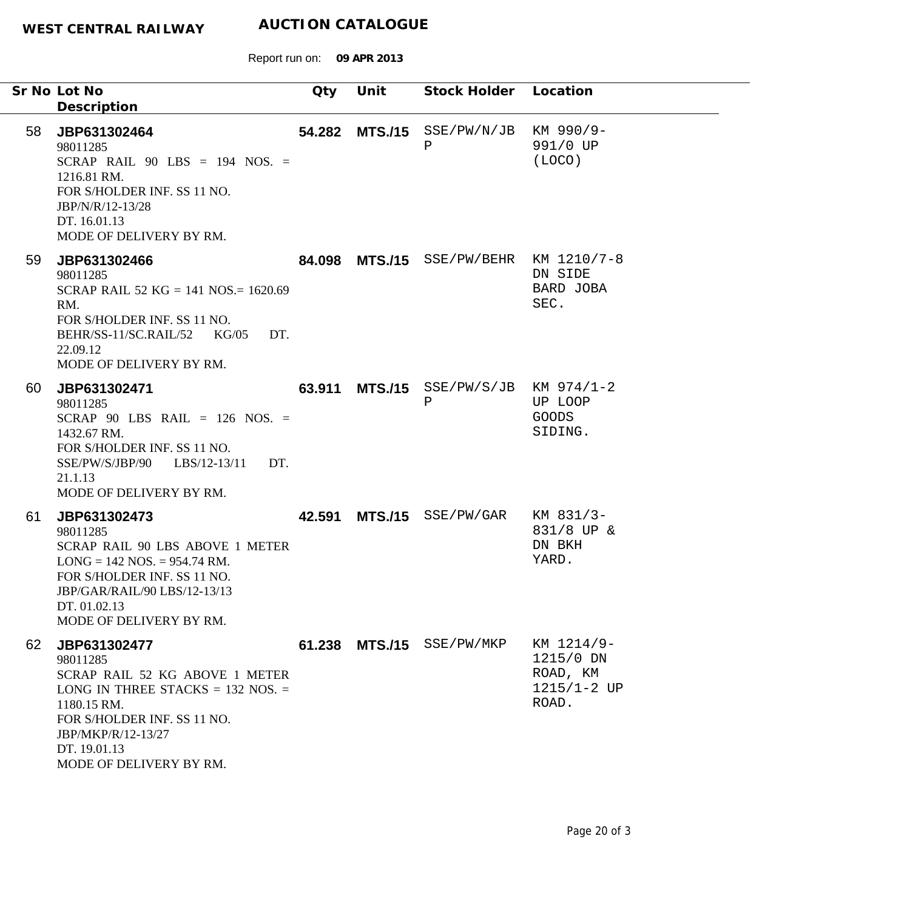**WEST CENTRAL RAILWAY** **AUCTION CATALOGUE**

Report run on: **09 APR 2013**

| Sr No | Lot No / Description | Qty | Unit | Stock Holder | Location |
|---|---|---|---|---|---|
| 58 | **JBP631302464**<br>98011285<br>SCRAP RAIL 90 LBS = 194 NOS. = 1216.81 RM.<br>FOR S/HOLDER INF. SS 11 NO. JBP/N/R/12-13/28<br>DT. 16.01.13<br>MODE OF DELIVERY BY RM. | **54.282** | **MTS./15** | SSE/PW/N/JBP | KM 990/9-991/0 UP (LOCO) |
| 59 | **JBP631302466**<br>98011285<br>SCRAP RAIL 52 KG = 141 NOS.= 1620.69 RM.<br>FOR S/HOLDER INF. SS 11 NO. BEHR/SS-11/SC.RAIL/52 KG/05 DT. 22.09.12<br>MODE OF DELIVERY BY RM. | **84.098** | **MTS./15** | SSE/PW/BEHR | KM 1210/7-8 DN SIDE BARD JOBA SEC. |
| 60 | **JBP631302471**<br>98011285<br>SCRAP 90 LBS RAIL = 126 NOS. = 1432.67 RM.<br>FOR S/HOLDER INF. SS 11 NO. SSE/PW/S/JBP/90 LBS/12-13/11 DT. 21.1.13<br>MODE OF DELIVERY BY RM. | **63.911** | **MTS./15** | SSE/PW/S/JBP | KM 974/1-2 UP LOOP GOODS SIDING. |
| 61 | **JBP631302473**<br>98011285<br>SCRAP RAIL 90 LBS ABOVE 1 METER LONG = 142 NOS. = 954.74 RM.<br>FOR S/HOLDER INF. SS 11 NO. JBP/GAR/RAIL/90 LBS/12-13/13<br>DT. 01.02.13<br>MODE OF DELIVERY BY RM. | **42.591** | **MTS./15** | SSE/PW/GAR | KM 831/3-831/8 UP & DN BKH YARD. |
| 62 | **JBP631302477**<br>98011285<br>SCRAP RAIL 52 KG ABOVE 1 METER LONG IN THREE STACKS = 132 NOS. = 1180.15 RM.<br>FOR S/HOLDER INF. SS 11 NO. JBP/MKP/R/12-13/27<br>DT. 19.01.13<br>MODE OF DELIVERY BY RM. | **61.238** | **MTS./15** | SSE/PW/MKP | KM 1214/9-1215/0 DN ROAD, KM 1215/1-2 UP ROAD. |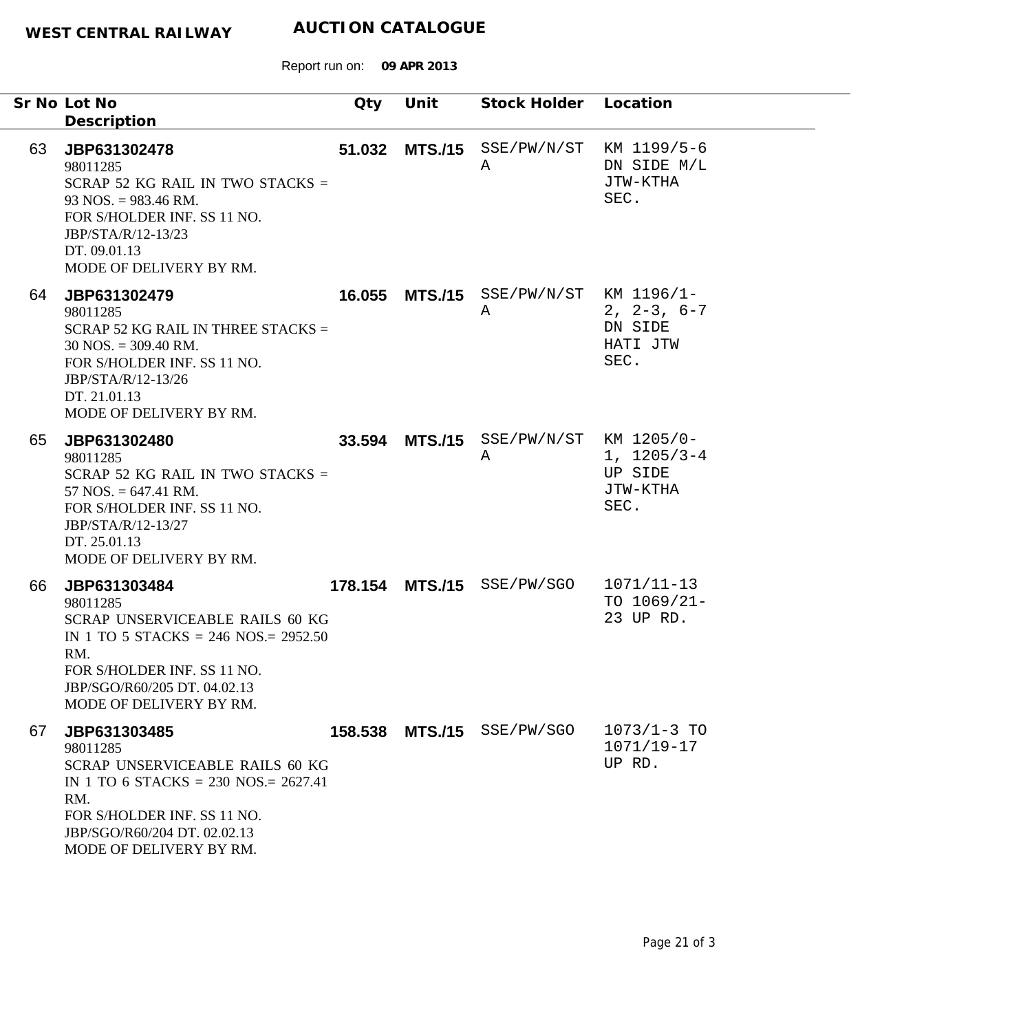**WEST CENTRAL RAILWAY** **AUCTION CATALOGUE**

Report run on: **09 APR 2013**

| Sr No | Lot No / Description | Qty | Unit | Stock Holder | Location |
|---|---|---|---|---|---|
| 63 | **JBP631302478**<br>98011285<br>SCRAP 52 KG RAIL IN TWO STACKS = 93 NOS. = 983.46 RM.<br>FOR S/HOLDER INF. SS 11 NO. JBP/STA/R/12-13/23 DT. 09.01.13<br>MODE OF DELIVERY BY RM. | **51.032** | **MTS./15** | SSE/PW/N/STA | KM 1199/5-6 DN SIDE M/L JTW-KTHA SEC. |
| 64 | **JBP631302479**<br>98011285<br>SCRAP 52 KG RAIL IN THREE STACKS = 30 NOS. = 309.40 RM.<br>FOR S/HOLDER INF. SS 11 NO. JBP/STA/R/12-13/26 DT. 21.01.13<br>MODE OF DELIVERY BY RM. | **16.055** | **MTS./15** | SSE/PW/N/STA | KM 1196/1-2, 2-3, 6-7 DN SIDE HATI JTW SEC. |
| 65 | **JBP631302480**<br>98011285<br>SCRAP 52 KG RAIL IN TWO STACKS = 57 NOS. = 647.41 RM.<br>FOR S/HOLDER INF. SS 11 NO. JBP/STA/R/12-13/27 DT. 25.01.13<br>MODE OF DELIVERY BY RM. | **33.594** | **MTS./15** | SSE/PW/N/STA | KM 1205/0-1, 1205/3-4 UP SIDE JTW-KTHA SEC. |
| 66 | **JBP631303484**<br>98011285<br>SCRAP UNSERVICEABLE RAILS 60 KG IN 1 TO 5 STACKS = 246 NOS.= 2952.50 RM.<br>FOR S/HOLDER INF. SS 11 NO. JBP/SGO/R60/205 DT. 04.02.13<br>MODE OF DELIVERY BY RM. | **178.154** | **MTS./15** | SSE/PW/SGO | 1071/11-13 TO 1069/21-23 UP RD. |
| 67 | **JBP631303485**<br>98011285<br>SCRAP UNSERVICEABLE RAILS 60 KG IN 1 TO 6 STACKS = 230 NOS.= 2627.41 RM.<br>FOR S/HOLDER INF. SS 11 NO. JBP/SGO/R60/204 DT. 02.02.13<br>MODE OF DELIVERY BY RM. | **158.538** | **MTS./15** | SSE/PW/SGO | 1073/1-3 TO 1071/19-17 UP RD. |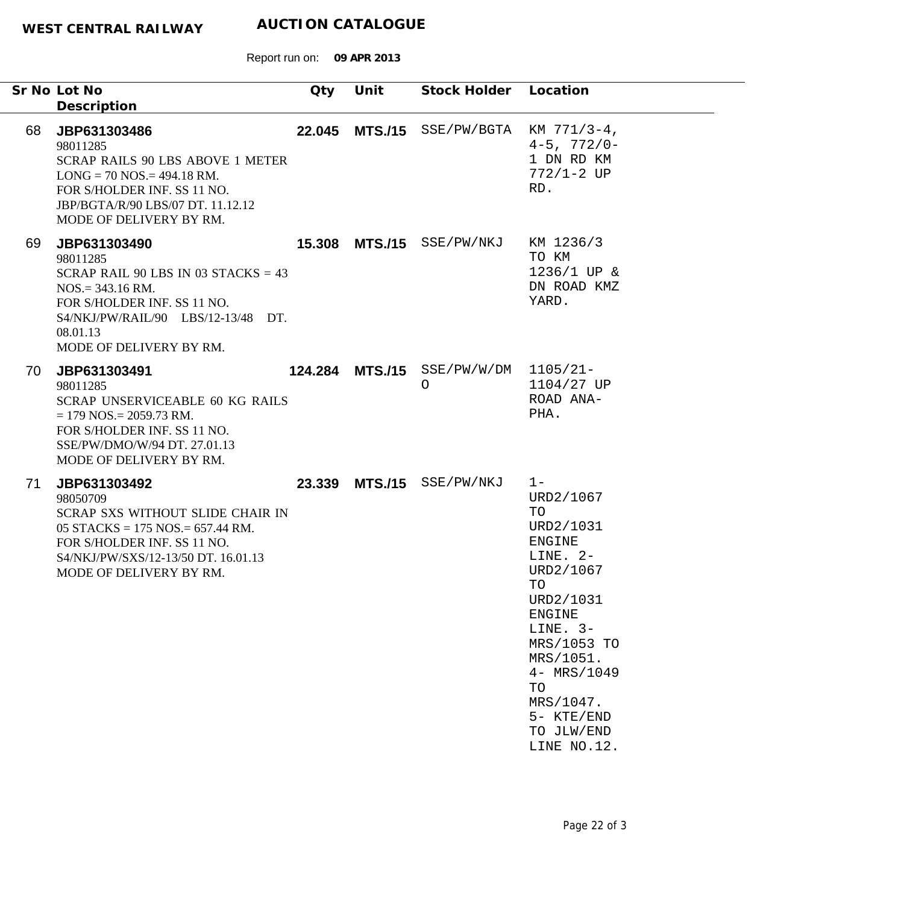**WEST CENTRAL RAILWAY** **AUCTION CATALOGUE**

Report run on: **09 APR 2013**

| Sr No | Lot No / Description | Qty | Unit | Stock Holder | Location |
|---|---|---|---|---|---|
| 68 | **JBP631303486**<br>98011285<br>SCRAP RAILS 90 LBS ABOVE 1 METER LONG = 70 NOS.= 494.18 RM.<br>FOR S/HOLDER INF. SS 11 NO. JBP/BGTA/R/90 LBS/07 DT. 11.12.12<br>MODE OF DELIVERY BY RM. | **22.045** | **MTS./15** | SSE/PW/BGTA | KM 771/3-4, 4-5, 772/0-1 DN RD KM 772/1-2 UP RD. |
| 69 | **JBP631303490**<br>98011285<br>SCRAP RAIL 90 LBS IN 03 STACKS = 43 NOS.= 343.16 RM.<br>FOR S/HOLDER INF. SS 11 NO. S4/NKJ/PW/RAIL/90 LBS/12-13/48 DT. 08.01.13<br>MODE OF DELIVERY BY RM. | **15.308** | **MTS./15** | SSE/PW/NKJ | KM 1236/3 TO KM 1236/1 UP & DN ROAD KMZ YARD. |
| 70 | **JBP631303491**<br>98011285<br>SCRAP UNSERVICEABLE 60 KG RAILS = 179 NOS.= 2059.73 RM.<br>FOR S/HOLDER INF. SS 11 NO. SSE/PW/DMO/W/94 DT. 27.01.13<br>MODE OF DELIVERY BY RM. | **124.284** | **MTS./15** | SSE/PW/W/DMO | 1105/21-1104/27 UP ROAD ANA-PHA. |
| 71 | **JBP631303492**<br>98050709<br>SCRAP SXS WITHOUT SLIDE CHAIR IN 05 STACKS = 175 NOS.= 657.44 RM.<br>FOR S/HOLDER INF. SS 11 NO. S4/NKJ/PW/SXS/12-13/50 DT. 16.01.13<br>MODE OF DELIVERY BY RM. | **23.339** | **MTS./15** | SSE/PW/NKJ | 1-URD2/1067 TO URD2/1031 ENGINE LINE. 2-URD2/1067 TO URD2/1031 ENGINE LINE. 3-MRS/1053 TO MRS/1051. 4- MRS/1049 TO MRS/1047. 5- KTE/END TO JLW/END LINE NO.12. |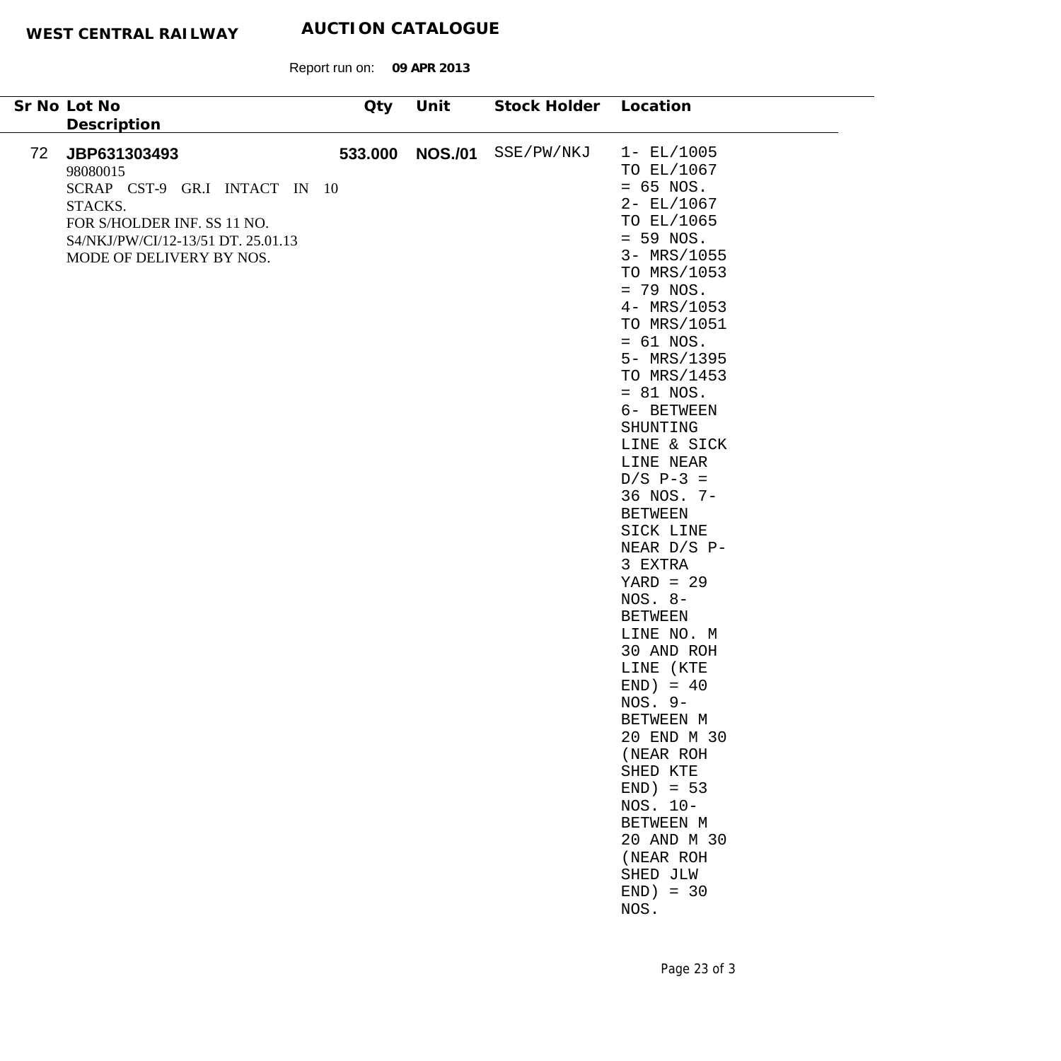**WEST CENTRAL RAILWAY** **AUCTION CATALOGUE**

Report run on: **09 APR 2013**

| Sr No | Lot No<br>Description | Qty | Unit | Stock Holder | Location |
|---|---|---|---|---|---|
| 72 | **JBP631303493**<br>98080015<br>SCRAP CST-9 GR.I INTACT IN 10 STACKS.<br>FOR S/HOLDER INF. SS 11 NO. S4/NKJ/PW/CI/12-13/51 DT. 25.01.13<br>MODE OF DELIVERY BY NOS. | **533.000** | **NOS./01** | SSE/PW/NKJ | 1- EL/1005 TO EL/1067 = 65 NOS. 2- EL/1067 TO EL/1065 = 59 NOS. 3- MRS/1055 TO MRS/1053 = 79 NOS. 4- MRS/1053 TO MRS/1051 = 61 NOS. 5- MRS/1395 TO MRS/1453 = 81 NOS. 6- BETWEEN SHUNTING LINE & SICK LINE NEAR D/S P-3 = 36 NOS. 7- BETWEEN SICK LINE NEAR D/S P-3 EXTRA YARD = 29 NOS. 8- BETWEEN LINE NO. M 30 AND ROH LINE (KTE END) = 40 NOS. 9- BETWEEN M 20 END M 30 (NEAR ROH SHED KTE END) = 53 NOS. 10- BETWEEN M 20 AND M 30 (NEAR ROH SHED JLW END) = 30 NOS. |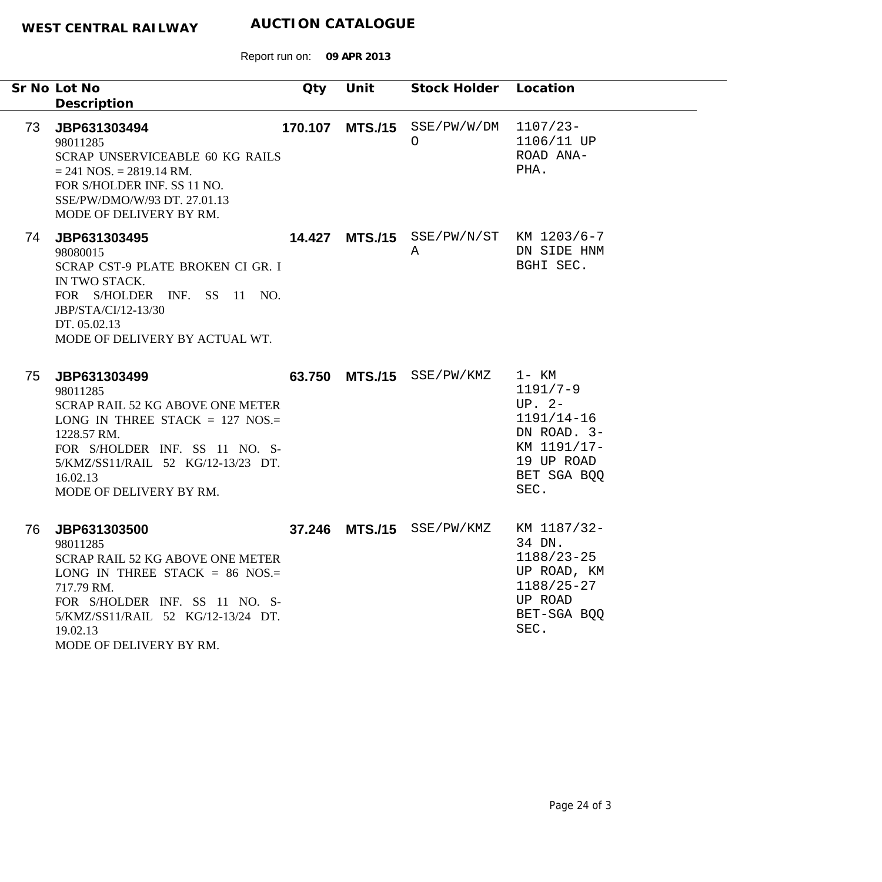**WEST CENTRAL RAILWAY** **AUCTION CATALOGUE**

Report run on: **09 APR 2013**

| Sr No | Lot No / Description | Qty | Unit | Stock Holder | Location |
|---|---|---|---|---|---|
| 73 | **JBP631303494**<br>98011285<br>SCRAP UNSERVICEABLE 60 KG RAILS = 241 NOS. = 2819.14 RM.<br>FOR S/HOLDER INF. SS 11 NO. SSE/PW/DMO/W/93 DT. 27.01.13<br>MODE OF DELIVERY BY RM. | **170.107** | **MTS./15** | SSE/PW/W/DMO | 1107/23-1106/11 UP ROAD ANA-PHA. |
| 74 | **JBP631303495**<br>98080015<br>SCRAP CST-9 PLATE BROKEN CI GR. I IN TWO STACK.<br>FOR S/HOLDER INF. SS 11 NO. JBP/STA/CI/12-13/30<br>DT. 05.02.13<br>MODE OF DELIVERY BY ACTUAL WT. | **14.427** | **MTS./15** | SSE/PW/N/STA | KM 1203/6-7 DN SIDE HNM BGHI SEC. |
| 75 | **JBP631303499**<br>98011285<br>SCRAP RAIL 52 KG ABOVE ONE METER LONG IN THREE STACK = 127 NOS.= 1228.57 RM.<br>FOR S/HOLDER INF. SS 11 NO. S-5/KMZ/SS11/RAIL 52 KG/12-13/23 DT. 16.02.13<br>MODE OF DELIVERY BY RM. | **63.750** | **MTS./15** | SSE/PW/KMZ | 1- KM 1191/7-9 UP. 2- 1191/14-16 DN ROAD. 3- KM 1191/17-19 UP ROAD BET SGA BQQ SEC. |
| 76 | **JBP631303500**<br>98011285<br>SCRAP RAIL 52 KG ABOVE ONE METER LONG IN THREE STACK = 86 NOS.= 717.79 RM.<br>FOR S/HOLDER INF. SS 11 NO. S-5/KMZ/SS11/RAIL 52 KG/12-13/24 DT. 19.02.13<br>MODE OF DELIVERY BY RM. | **37.246** | **MTS./15** | SSE/PW/KMZ | KM 1187/32-34 DN. 1188/23-25 UP ROAD, KM 1188/25-27 UP ROAD BET-SGA BQQ SEC. |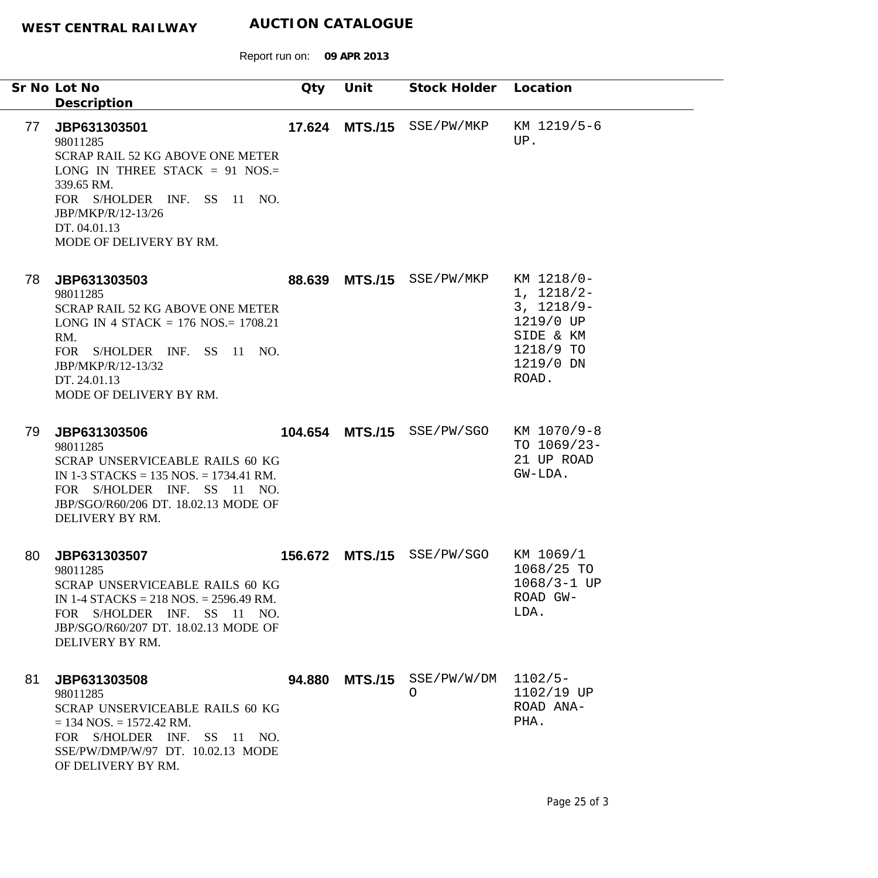**WEST CENTRAL RAILWAY** **AUCTION CATALOGUE**

Report run on: **09 APR 2013**

| Sr No | Lot No / Description | Qty | Unit | Stock Holder | Location |
|---|---|---|---|---|---|
| 77 | **JBP631303501**<br>98011285<br>SCRAP RAIL 52 KG ABOVE ONE METER LONG IN THREE STACK = 91 NOS.= 339.65 RM.<br>FOR S/HOLDER INF. SS 11 NO. JBP/MKP/R/12-13/26<br>DT. 04.01.13<br>MODE OF DELIVERY BY RM. | **17.624** | **MTS./15** | SSE/PW/MKP | KM 1219/5-6 UP. |
| 78 | **JBP631303503**<br>98011285<br>SCRAP RAIL 52 KG ABOVE ONE METER LONG IN 4 STACK = 176 NOS.= 1708.21 RM.<br>FOR S/HOLDER INF. SS 11 NO. JBP/MKP/R/12-13/32<br>DT. 24.01.13<br>MODE OF DELIVERY BY RM. | **88.639** | **MTS./15** | SSE/PW/MKP | KM 1218/0-1, 1218/2-3, 1218/9-1219/0 UP SIDE & KM 1218/9 TO 1219/0 DN ROAD. |
| 79 | **JBP631303506**<br>98011285<br>SCRAP UNSERVICEABLE RAILS 60 KG IN 1-3 STACKS = 135 NOS. = 1734.41 RM.<br>FOR S/HOLDER INF. SS 11 NO. JBP/SGO/R60/206 DT. 18.02.13 MODE OF DELIVERY BY RM. | **104.654** | **MTS./15** | SSE/PW/SGO | KM 1070/9-8 TO 1069/23-21 UP ROAD GW-LDA. |
| 80 | **JBP631303507**<br>98011285<br>SCRAP UNSERVICEABLE RAILS 60 KG IN 1-4 STACKS = 218 NOS. = 2596.49 RM.<br>FOR S/HOLDER INF. SS 11 NO. JBP/SGO/R60/207 DT. 18.02.13 MODE OF DELIVERY BY RM. | **156.672** | **MTS./15** | SSE/PW/SGO | KM 1069/1 1068/25 TO 1068/3-1 UP ROAD GW-LDA. |
| 81 | **JBP631303508**<br>98011285<br>SCRAP UNSERVICEABLE RAILS 60 KG = 134 NOS. = 1572.42 RM.<br>FOR S/HOLDER INF. SS 11 NO. SSE/PW/DMP/W/97 DT. 10.02.13 MODE OF DELIVERY BY RM. | **94.880** | **MTS./15** | SSE/PW/W/DMO | 1102/5-1102/19 UP ROAD ANA-PHA. |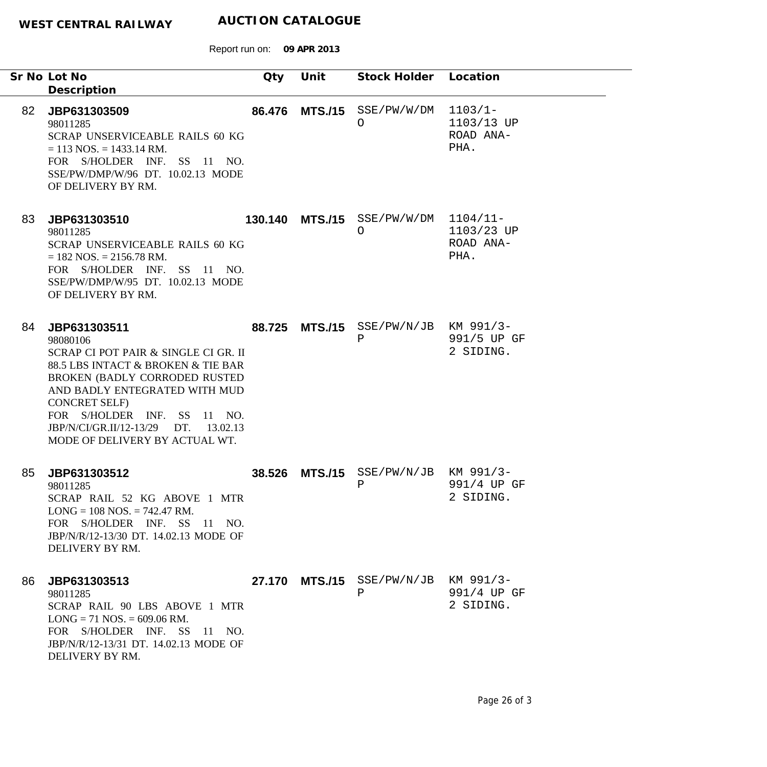**WEST CENTRAL RAILWAY** **AUCTION CATALOGUE**

Report run on: **09 APR 2013**

| Sr No | Lot No / Description | Qty | Unit | Stock Holder | Location |
|---|---|---|---|---|---|
| 82 | **JBP631303509**<br>98011285<br>SCRAP UNSERVICEABLE RAILS 60 KG = 113 NOS. = 1433.14 RM.<br>FOR S/HOLDER INF. SS 11 NO. SSE/PW/DMP/W/96 DT. 10.02.13 MODE OF DELIVERY BY RM. | **86.476** | **MTS./15** | SSE/PW/W/DMO | 1103/1-1103/13 UP ROAD ANA-PHA. |
| 83 | **JBP631303510**<br>98011285<br>SCRAP UNSERVICEABLE RAILS 60 KG = 182 NOS. = 2156.78 RM.<br>FOR S/HOLDER INF. SS 11 NO. SSE/PW/DMP/W/95 DT. 10.02.13 MODE OF DELIVERY BY RM. | **130.140** | **MTS./15** | SSE/PW/W/DMO | 1104/11-1103/23 UP ROAD ANA-PHA. |
| 84 | **JBP631303511**<br>98080106<br>SCRAP CI POT PAIR & SINGLE CI GR. II 88.5 LBS INTACT & BROKEN & TIE BAR BROKEN (BADLY CORRODED RUSTED AND BADLY ENTEGRATED WITH MUD CONCRET SELF)<br>FOR S/HOLDER INF. SS 11 NO. JBP/N/CI/GR.II/12-13/29 DT. 13.02.13 MODE OF DELIVERY BY ACTUAL WT. | **88.725** | **MTS./15** | SSE/PW/N/JBP | KM 991/3-991/5 UP GF 2 SIDING. |
| 85 | **JBP631303512**<br>98011285<br>SCRAP RAIL 52 KG ABOVE 1 MTR LONG = 108 NOS. = 742.47 RM.<br>FOR S/HOLDER INF. SS 11 NO. JBP/N/R/12-13/30 DT. 14.02.13 MODE OF DELIVERY BY RM. | **38.526** | **MTS./15** | SSE/PW/N/JBP | KM 991/3-991/4 UP GF 2 SIDING. |
| 86 | **JBP631303513**<br>98011285<br>SCRAP RAIL 90 LBS ABOVE 1 MTR LONG = 71 NOS. = 609.06 RM.<br>FOR S/HOLDER INF. SS 11 NO. JBP/N/R/12-13/31 DT. 14.02.13 MODE OF DELIVERY BY RM. | **27.170** | **MTS./15** | SSE/PW/N/JBP | KM 991/3-991/4 UP GF 2 SIDING. |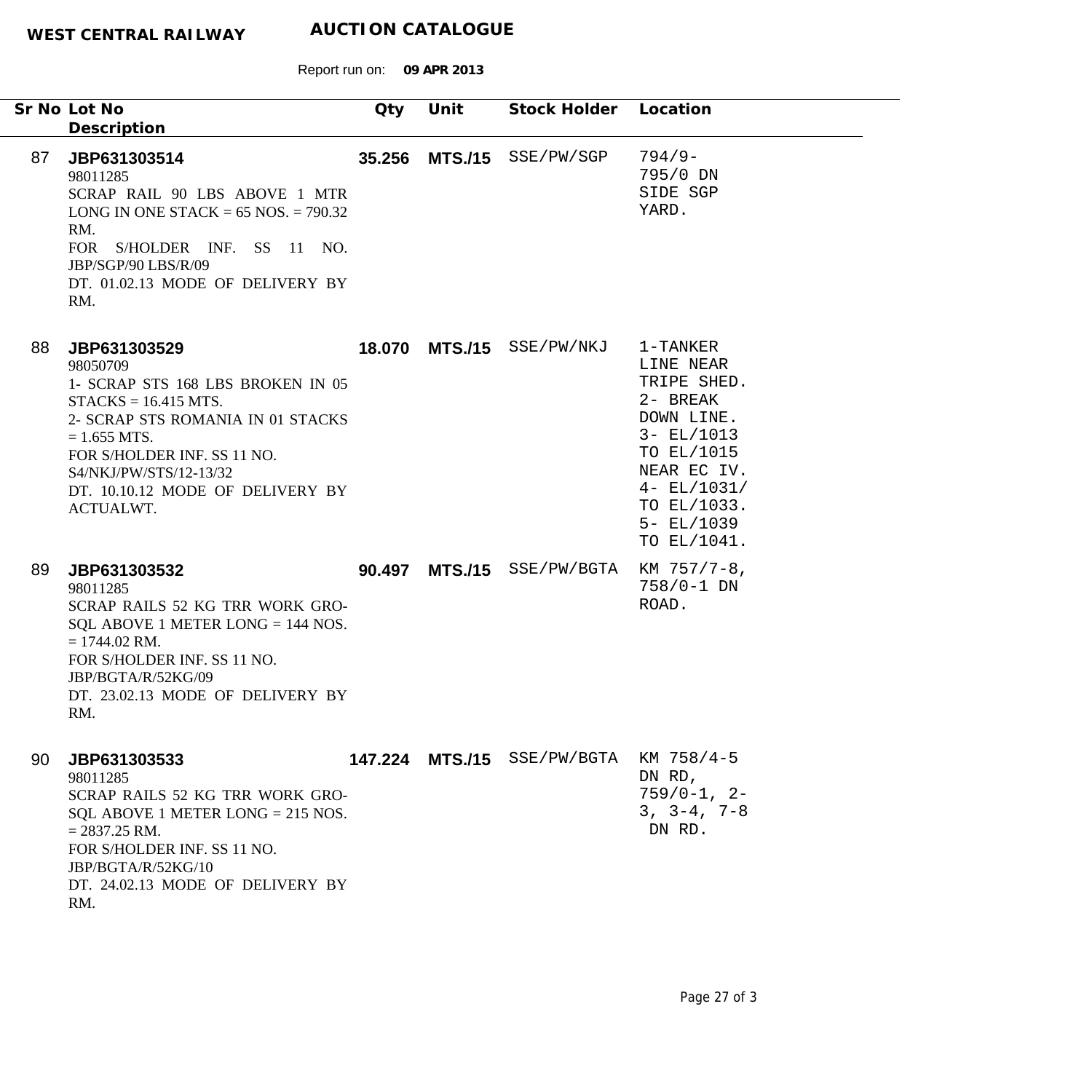**WEST CENTRAL RAILWAY** **AUCTION CATALOGUE**

Report run on: **09 APR 2013**

| Sr No | Lot No / Description | Qty | Unit | Stock Holder | Location |
|---|---|---|---|---|---|
| 87 | **JBP631303514**<br>98011285<br>SCRAP RAIL 90 LBS ABOVE 1 MTR LONG IN ONE STACK = 65 NOS. = 790.32 RM.<br>FOR S/HOLDER INF. SS 11 NO. JBP/SGP/90 LBS/R/09<br>DT. 01.02.13 MODE OF DELIVERY BY RM. | **35.256** | **MTS./15** | SSE/PW/SGP | 794/9-795/0 DN SIDE SGP YARD. |
| 88 | **JBP631303529**<br>98050709<br>1- SCRAP STS 168 LBS BROKEN IN 05 STACKS = 16.415 MTS.<br>2- SCRAP STS ROMANIA IN 01 STACKS = 1.655 MTS.<br>FOR S/HOLDER INF. SS 11 NO. S4/NKJ/PW/STS/12-13/32<br>DT. 10.10.12 MODE OF DELIVERY BY ACTUALWT. | **18.070** | **MTS./15** | SSE/PW/NKJ | 1-TANKER LINE NEAR TRIPE SHED.<br>2- BREAK DOWN LINE.<br>3- EL/1013 TO EL/1015 NEAR EC IV.<br>4- EL/1031/ TO EL/1033.<br>5- EL/1039 TO EL/1041. |
| 89 | **JBP631303532**<br>98011285<br>SCRAP RAILS 52 KG TRR WORK GRO-SQL ABOVE 1 METER LONG = 144 NOS. = 1744.02 RM.<br>FOR S/HOLDER INF. SS 11 NO. JBP/BGTA/R/52KG/09<br>DT. 23.02.13 MODE OF DELIVERY BY RM. | **90.497** | **MTS./15** | SSE/PW/BGTA | KM 757/7-8, 758/0-1 DN ROAD. |
| 90 | **JBP631303533**<br>98011285<br>SCRAP RAILS 52 KG TRR WORK GRO-SQL ABOVE 1 METER LONG = 215 NOS. = 2837.25 RM.<br>FOR S/HOLDER INF. SS 11 NO. JBP/BGTA/R/52KG/10<br>DT. 24.02.13 MODE OF DELIVERY BY RM. | **147.224** | **MTS./15** | SSE/PW/BGTA | KM 758/4-5 DN RD, 759/0-1, 2-3, 3-4, 7-8 DN RD. |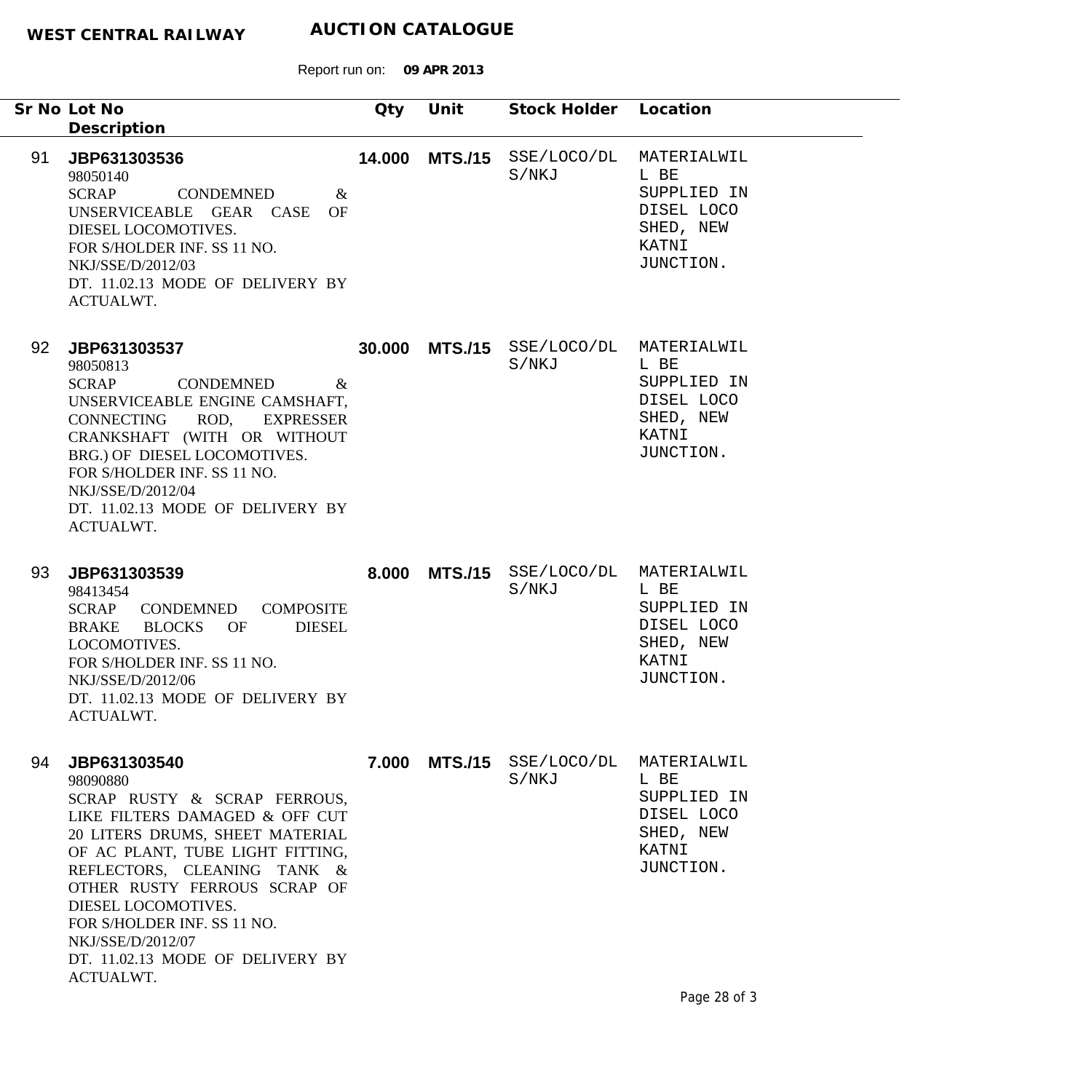**WEST CENTRAL RAILWAY** **AUCTION CATALOGUE**

Report run on: **09 APR 2013**

| Sr No | Lot No / Description | Qty | Unit | Stock Holder | Location |
|---|---|---|---|---|---|
| 91 | **JBP631303536**<br>98050140<br>SCRAP CONDEMNED & UNSERVICEABLE GEAR CASE OF DIESEL LOCOMOTIVES.<br>FOR S/HOLDER INF. SS 11 NO. NKJ/SSE/D/2012/03<br>DT. 11.02.13 MODE OF DELIVERY BY ACTUALWT. | **14.000** | **MTS./15** | SSE/LOCO/DLS/NKJ | MATERIALWILL BE SUPPLIED IN DISEL LOCO SHED, NEW KATNI JUNCTION. |
| 92 | **JBP631303537**<br>98050813<br>SCRAP CONDEMNED & UNSERVICEABLE ENGINE CAMSHAFT, CONNECTING ROD, EXPRESSER CRANKSHAFT (WITH OR WITHOUT BRG.) OF DIESEL LOCOMOTIVES.<br>FOR S/HOLDER INF. SS 11 NO. NKJ/SSE/D/2012/04<br>DT. 11.02.13 MODE OF DELIVERY BY ACTUALWT. | **30.000** | **MTS./15** | SSE/LOCO/DLS/NKJ | MATERIALWILL BE SUPPLIED IN DISEL LOCO SHED, NEW KATNI JUNCTION. |
| 93 | **JBP631303539**<br>98413454<br>SCRAP CONDEMNED COMPOSITE BRAKE BLOCKS OF DIESEL LOCOMOTIVES.<br>FOR S/HOLDER INF. SS 11 NO. NKJ/SSE/D/2012/06<br>DT. 11.02.13 MODE OF DELIVERY BY ACTUALWT. | **8.000** | **MTS./15** | SSE/LOCO/DLS/NKJ | MATERIALWILL BE SUPPLIED IN DISEL LOCO SHED, NEW KATNI JUNCTION. |
| 94 | **JBP631303540**<br>98090880<br>SCRAP RUSTY & SCRAP FERROUS, LIKE FILTERS DAMAGED & OFF CUT 20 LITERS DRUMS, SHEET MATERIAL OF AC PLANT, TUBE LIGHT FITTING, REFLECTORS, CLEANING TANK & OTHER RUSTY FERROUS SCRAP OF DIESEL LOCOMOTIVES.<br>FOR S/HOLDER INF. SS 11 NO. NKJ/SSE/D/2012/07<br>DT. 11.02.13 MODE OF DELIVERY BY ACTUALWT. | **7.000** | **MTS./15** | SSE/LOCO/DLS/NKJ | MATERIALWILL BE SUPPLIED IN DISEL LOCO SHED, NEW KATNI JUNCTION. |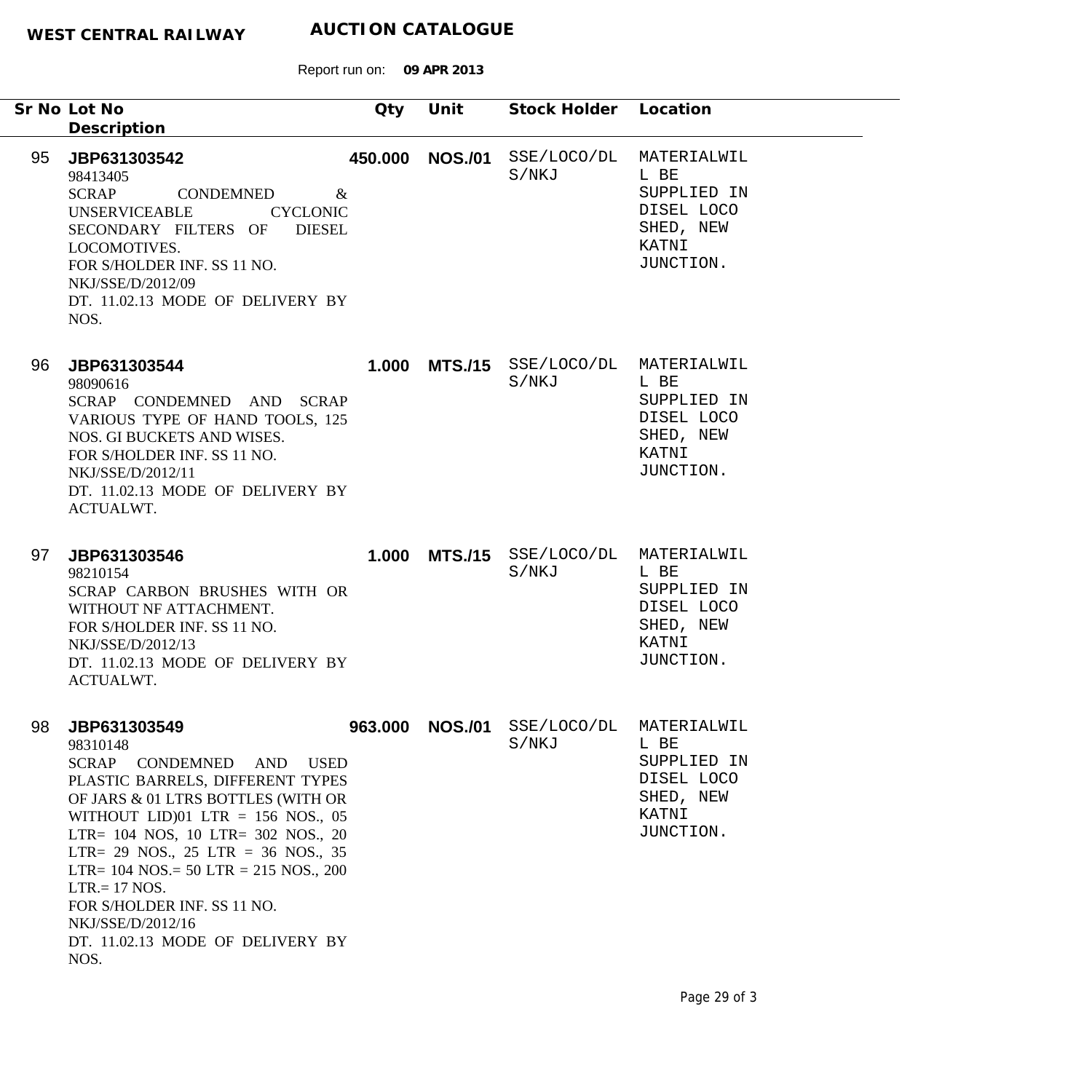**WEST CENTRAL RAILWAY** **AUCTION CATALOGUE**

Report run on: **09 APR 2013**

| Sr No | Lot No / Description | Qty | Unit | Stock Holder | Location |
|---|---|---|---|---|---|
| 95 | **JBP631303542**<br>98413405<br>SCRAP CONDEMNED & UNSERVICEABLE CYCLONIC SECONDARY FILTERS OF DIESEL LOCOMOTIVES.<br>FOR S/HOLDER INF. SS 11 NO. NKJ/SSE/D/2012/09<br>DT. 11.02.13 MODE OF DELIVERY BY NOS. | **450.000** | **NOS./01** | SSE/LOCO/DLS/NKJ | MATERIALWILL BE SUPPLIED IN DISEL LOCO SHED, NEW KATNI JUNCTION. |
| 96 | **JBP631303544**<br>98090616<br>SCRAP CONDEMNED AND SCRAP VARIOUS TYPE OF HAND TOOLS, 125 NOS. GI BUCKETS AND WISES.<br>FOR S/HOLDER INF. SS 11 NO. NKJ/SSE/D/2012/11<br>DT. 11.02.13 MODE OF DELIVERY BY ACTUALWT. | **1.000** | **MTS./15** | SSE/LOCO/DLS/NKJ | MATERIALWILL BE SUPPLIED IN DISEL LOCO SHED, NEW KATNI JUNCTION. |
| 97 | **JBP631303546**<br>98210154<br>SCRAP CARBON BRUSHES WITH OR WITHOUT NF ATTACHMENT.<br>FOR S/HOLDER INF. SS 11 NO. NKJ/SSE/D/2012/13<br>DT. 11.02.13 MODE OF DELIVERY BY ACTUALWT. | **1.000** | **MTS./15** | SSE/LOCO/DLS/NKJ | MATERIALWILL BE SUPPLIED IN DISEL LOCO SHED, NEW KATNI JUNCTION. |
| 98 | **JBP631303549**<br>98310148<br>SCRAP CONDEMNED AND USED PLASTIC BARRELS, DIFFERENT TYPES OF JARS & 01 LTRS BOTTLES (WITH OR WITHOUT LID)01 LTR = 156 NOS., 05 LTR= 104 NOS, 10 LTR= 302 NOS., 20 LTR= 29 NOS., 25 LTR = 36 NOS., 35 LTR= 104 NOS.= 50 LTR = 215 NOS., 200 LTR.= 17 NOS.<br>FOR S/HOLDER INF. SS 11 NO. NKJ/SSE/D/2012/16<br>DT. 11.02.13 MODE OF DELIVERY BY NOS. | **963.000** | **NOS./01** | SSE/LOCO/DLS/NKJ | MATERIALWILL BE SUPPLIED IN DISEL LOCO SHED, NEW KATNI JUNCTION. |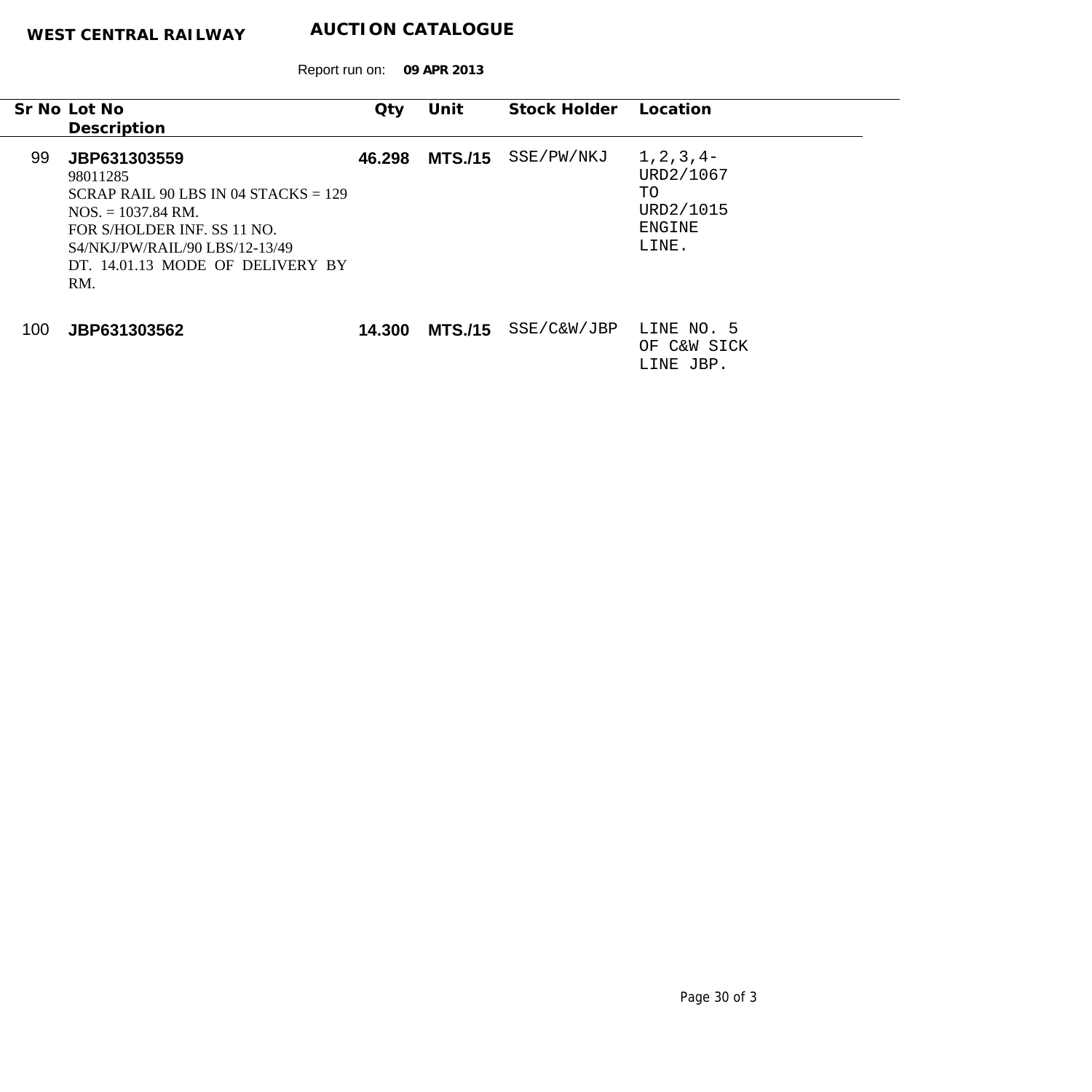**WEST CENTRAL RAILWAY** **AUCTION CATALOGUE**

Report run on: **09 APR 2013**

| Sr No | Lot No / Description | Qty | Unit | Stock Holder | Location |
|---|---|---|---|---|---|
| 99 | **JBP631303559**<br>98011285<br>SCRAP RAIL 90 LBS IN 04 STACKS = 129 NOS. = 1037.84 RM.<br>FOR S/HOLDER INF. SS 11 NO. S4/NKJ/PW/RAIL/90 LBS/12-13/49 DT. 14.01.13 MODE OF DELIVERY BY RM. | **46.298** | **MTS./15** | SSE/PW/NKJ | 1,2,3,4-URD2/1067 TO URD2/1015 ENGINE LINE. |
| 100 | **JBP631303562** | **14.300** | **MTS./15** | SSE/C&W/JBP | LINE NO. 5 OF C&W SICK LINE JBP. |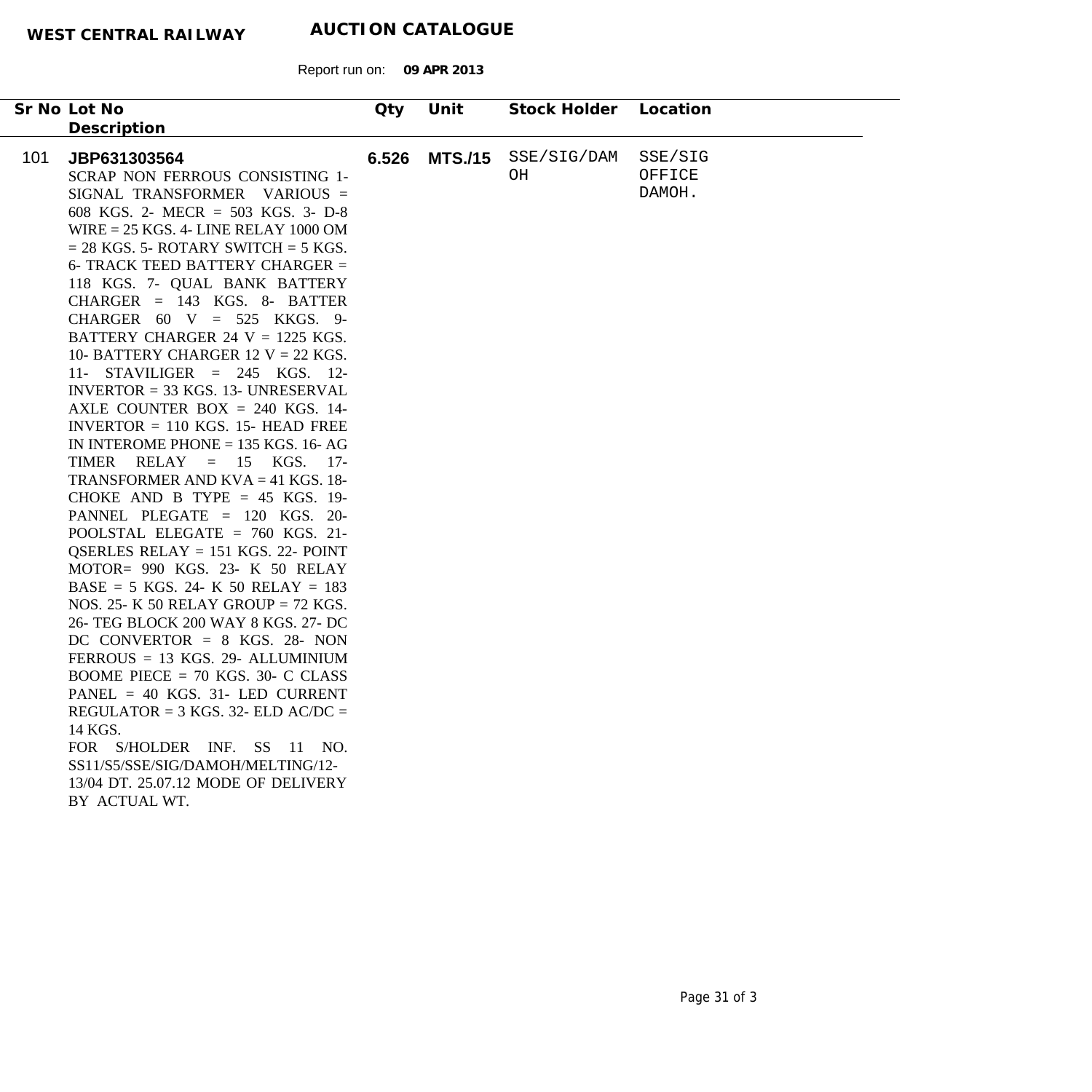**WEST CENTRAL RAILWAY** **AUCTION CATALOGUE**

Report run on: **09 APR 2013**

| Sr No | Lot No / Description | Qty | Unit | Stock Holder | Location |
|---|---|---|---|---|---|
| 101 | **JBP631303564**<br>SCRAP NON FERROUS CONSISTING 1- SIGNAL TRANSFORMER VARIOUS = 608 KGS. 2- MECR = 503 KGS. 3- D-8 WIRE = 25 KGS. 4- LINE RELAY 1000 OM = 28 KGS. 5- ROTARY SWITCH = 5 KGS. 6- TRACK TEED BATTERY CHARGER = 118 KGS. 7- QUAL BANK BATTERY CHARGER = 143 KGS. 8- BATTER CHARGER 60 V = 525 KKGS. 9- BATTERY CHARGER 24 V = 1225 KGS. 10- BATTERY CHARGER 12 V = 22 KGS. 11- STAVILIGER = 245 KGS. 12- INVERTOR = 33 KGS. 13- UNRESERVAL AXLE COUNTER BOX = 240 KGS. 14- INVERTOR = 110 KGS. 15- HEAD FREE IN INTEROME PHONE = 135 KGS. 16- AG TIMER RELAY = 15 KGS. 17- TRANSFORMER AND KVA = 41 KGS. 18- CHOKE AND B TYPE = 45 KGS. 19- PANNEL PLEGATE = 120 KGS. 20- POOLSTAL ELEGATE = 760 KGS. 21- QSERLES RELAY = 151 KGS. 22- POINT MOTOR= 990 KGS. 23- K 50 RELAY BASE = 5 KGS. 24- K 50 RELAY = 183 NOS. 25- K 50 RELAY GROUP = 72 KGS. 26- TEG BLOCK 200 WAY 8 KGS. 27- DC DC CONVERTOR = 8 KGS. 28- NON FERROUS = 13 KGS. 29- ALLUMINIUM BOOME PIECE = 70 KGS. 30- C CLASS PANEL = 40 KGS. 31- LED CURRENT REGULATOR = 3 KGS. 32- ELD AC/DC = 14 KGS.<br>FOR S/HOLDER INF. SS 11 NO. SS11/S5/SSE/SIG/DAMOH/MELTING/12-13/04 DT. 25.07.12 MODE OF DELIVERY BY ACTUAL WT. | **6.526** | **MTS./15** | SSE/SIG/DAMOH | SSE/SIG OFFICE DAMOH. |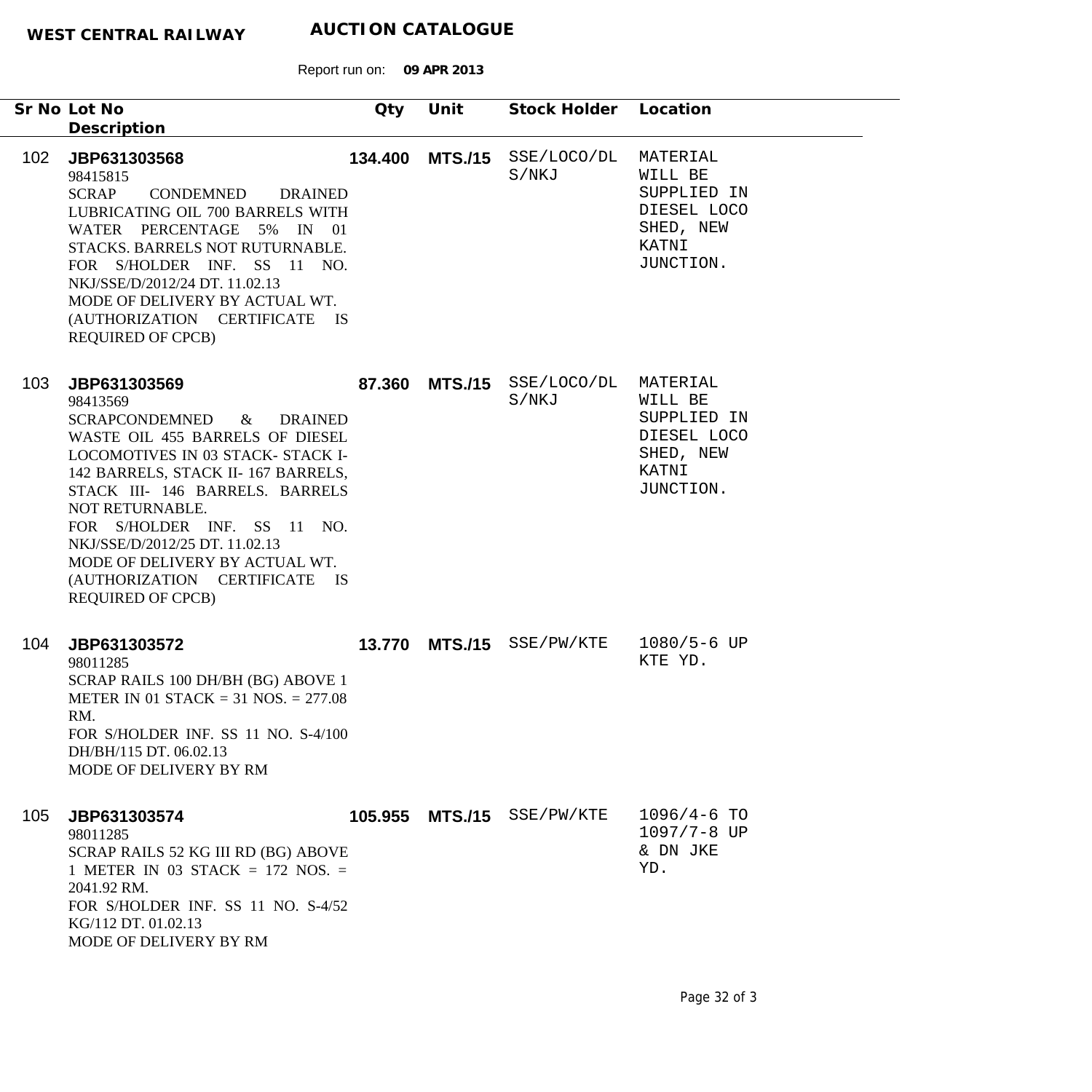**WEST CENTRAL RAILWAY** **AUCTION CATALOGUE**

Report run on: **09 APR 2013**

| Sr No | Lot No / Description | Qty | Unit | Stock Holder | Location |
|---|---|---|---|---|---|
| 102 | **JBP631303568**<br>98415815<br>SCRAP CONDEMNED DRAINED LUBRICATING OIL 700 BARRELS WITH WATER PERCENTAGE 5% IN 01 STACKS. BARRELS NOT RUTURNABLE.<br>FOR S/HOLDER INF. SS 11 NO. NKJ/SSE/D/2012/24 DT. 11.02.13<br>MODE OF DELIVERY BY ACTUAL WT.<br>(AUTHORIZATION CERTIFICATE IS REQUIRED OF CPCB) | **134.400** | **MTS./15** | SSE/LOCO/DLS/NKJ | MATERIAL WILL BE SUPPLIED IN DIESEL LOCO SHED, NEW KATNI JUNCTION. |
| 103 | **JBP631303569**<br>98413569<br>SCRAPCONDEMNED & DRAINED WASTE OIL 455 BARRELS OF DIESEL LOCOMOTIVES IN 03 STACK- STACK I- 142 BARRELS, STACK II- 167 BARRELS, STACK III- 146 BARRELS. BARRELS NOT RETURNABLE.<br>FOR S/HOLDER INF. SS 11 NO. NKJ/SSE/D/2012/25 DT. 11.02.13<br>MODE OF DELIVERY BY ACTUAL WT.<br>(AUTHORIZATION CERTIFICATE IS REQUIRED OF CPCB) | **87.360** | **MTS./15** | SSE/LOCO/DLS/NKJ | MATERIAL WILL BE SUPPLIED IN DIESEL LOCO SHED, NEW KATNI JUNCTION. |
| 104 | **JBP631303572**<br>98011285<br>SCRAP RAILS 100 DH/BH (BG) ABOVE 1 METER IN 01 STACK = 31 NOS. = 277.08 RM.<br>FOR S/HOLDER INF. SS 11 NO. S-4/100 DH/BH/115 DT. 06.02.13<br>MODE OF DELIVERY BY RM | **13.770** | **MTS./15** | SSE/PW/KTE | 1080/5-6 UP KTE YD. |
| 105 | **JBP631303574**<br>98011285<br>SCRAP RAILS 52 KG III RD (BG) ABOVE 1 METER IN 03 STACK = 172 NOS. = 2041.92 RM.<br>FOR S/HOLDER INF. SS 11 NO. S-4/52 KG/112 DT. 01.02.13<br>MODE OF DELIVERY BY RM | **105.955** | **MTS./15** | SSE/PW/KTE | 1096/4-6 TO 1097/7-8 UP & DN JKE YD. |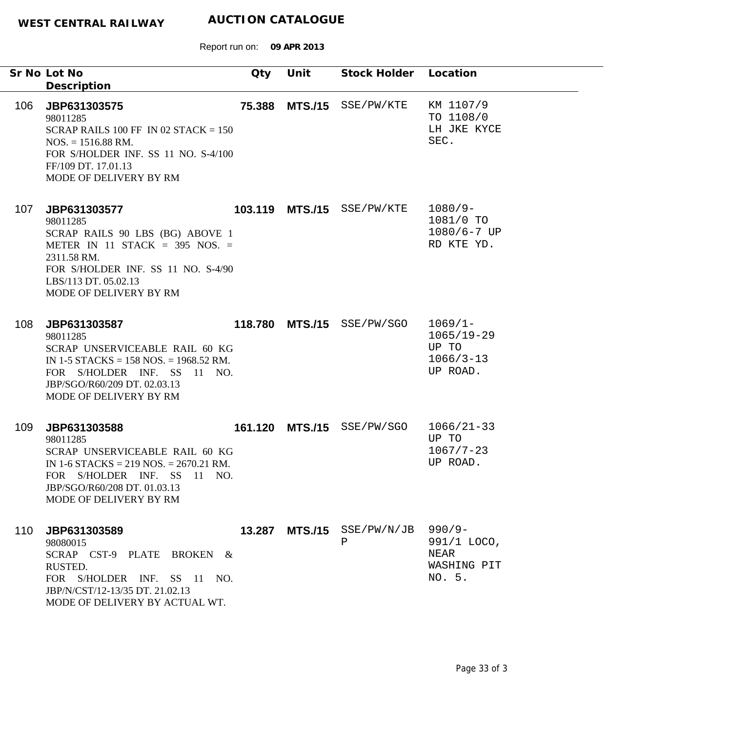**WEST CENTRAL RAILWAY** **AUCTION CATALOGUE**

Report run on: **09 APR 2013**

| Sr No | Lot No / Description | Qty | Unit | Stock Holder | Location |
|---|---|---|---|---|---|
| 106 | **JBP631303575**<br>98011285<br>SCRAP RAILS 100 FF IN 02 STACK = 150 NOS. = 1516.88 RM.<br>FOR S/HOLDER INF. SS 11 NO. S-4/100 FF/109 DT. 17.01.13<br>MODE OF DELIVERY BY RM | **75.388** | **MTS./15** | SSE/PW/KTE | KM 1107/9 TO 1108/0 LH JKE KYCE SEC. |
| 107 | **JBP631303577**<br>98011285<br>SCRAP RAILS 90 LBS (BG) ABOVE 1 METER IN 11 STACK = 395 NOS. = 2311.58 RM.<br>FOR S/HOLDER INF. SS 11 NO. S-4/90 LBS/113 DT. 05.02.13<br>MODE OF DELIVERY BY RM | **103.119** | **MTS./15** | SSE/PW/KTE | 1080/9-1081/0 TO 1080/6-7 UP RD KTE YD. |
| 108 | **JBP631303587**<br>98011285<br>SCRAP UNSERVICEABLE RAIL 60 KG IN 1-5 STACKS = 158 NOS. = 1968.52 RM.<br>FOR S/HOLDER INF. SS 11 NO. JBP/SGO/R60/209 DT. 02.03.13<br>MODE OF DELIVERY BY RM | **118.780** | **MTS./15** | SSE/PW/SGO | 1069/1-1065/19-29 UP TO 1066/3-13 UP ROAD. |
| 109 | **JBP631303588**<br>98011285<br>SCRAP UNSERVICEABLE RAIL 60 KG IN 1-6 STACKS = 219 NOS. = 2670.21 RM.<br>FOR S/HOLDER INF. SS 11 NO. JBP/SGO/R60/208 DT. 01.03.13<br>MODE OF DELIVERY BY RM | **161.120** | **MTS./15** | SSE/PW/SGO | 1066/21-33 UP TO 1067/7-23 UP ROAD. |
| 110 | **JBP631303589**<br>98080015<br>SCRAP CST-9 PLATE BROKEN & RUSTED.<br>FOR S/HOLDER INF. SS 11 NO. JBP/N/CST/12-13/35 DT. 21.02.13<br>MODE OF DELIVERY BY ACTUAL WT. | **13.287** | **MTS./15** | SSE/PW/N/JBP | 990/9-991/1 LOCO, NEAR WASHING PIT NO. 5. |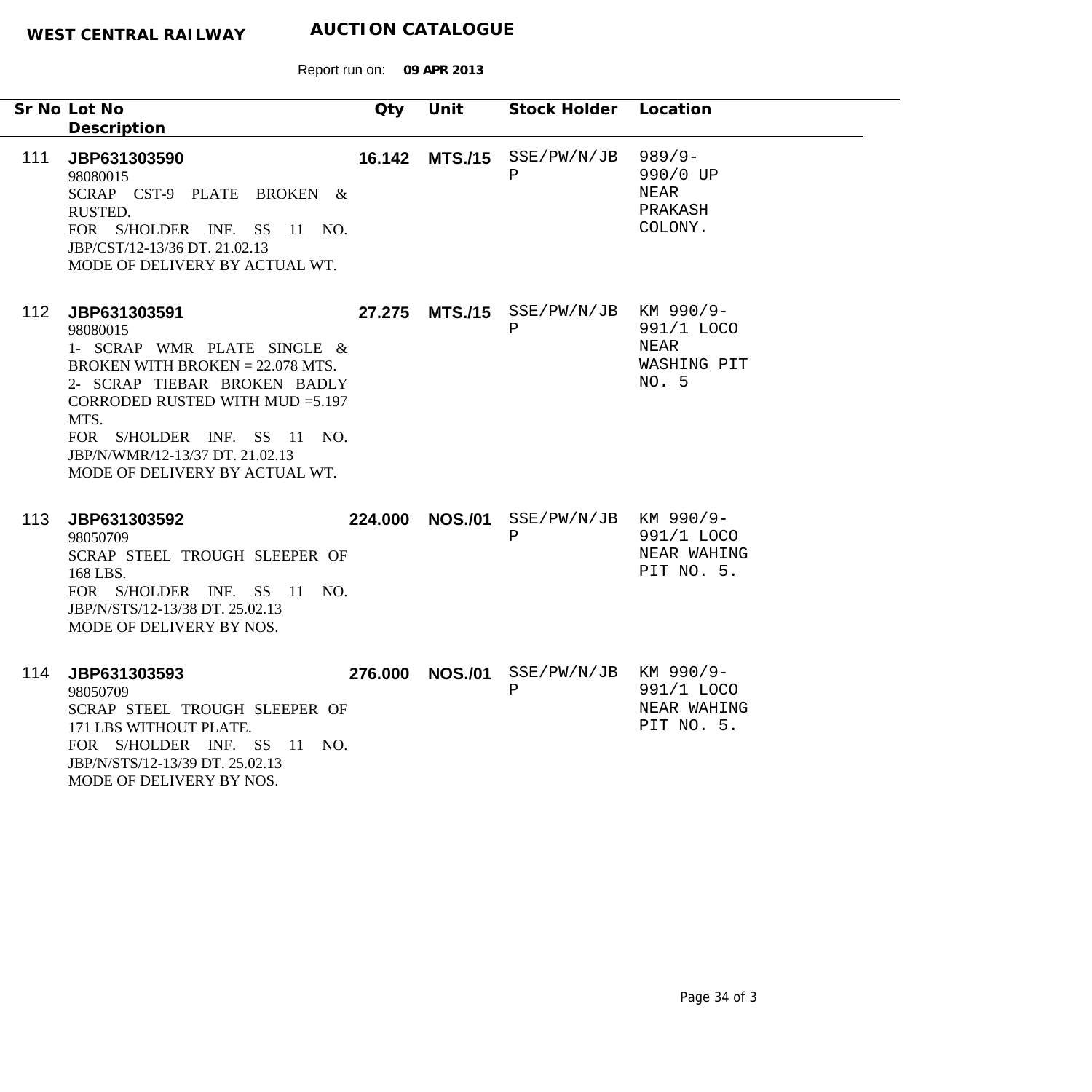**WEST CENTRAL RAILWAY** **AUCTION CATALOGUE**

Report run on: **09 APR 2013**

| Sr No | Lot No / Description | Qty | Unit | Stock Holder | Location |
|---|---|---|---|---|---|
| 111 | **JBP631303590**<br>98080015<br>SCRAP CST-9 PLATE BROKEN & RUSTED.<br>FOR S/HOLDER INF. SS 11 NO. JBP/CST/12-13/36 DT. 21.02.13<br>MODE OF DELIVERY BY ACTUAL WT. | **16.142** | **MTS./15** | SSE/PW/N/JBP | 989/9-990/0 UP NEAR PRAKASH COLONY. |
| 112 | **JBP631303591**<br>98080015<br>1- SCRAP WMR PLATE SINGLE & BROKEN WITH BROKEN = 22.078 MTS.<br>2- SCRAP TIEBAR BROKEN BADLY CORRODED RUSTED WITH MUD =5.197 MTS.<br>FOR S/HOLDER INF. SS 11 NO. JBP/N/WMR/12-13/37 DT. 21.02.13<br>MODE OF DELIVERY BY ACTUAL WT. | **27.275** | **MTS./15** | SSE/PW/N/JBP | KM 990/9-991/1 LOCO NEAR WASHING PIT NO. 5 |
| 113 | **JBP631303592**<br>98050709<br>SCRAP STEEL TROUGH SLEEPER OF 168 LBS.<br>FOR S/HOLDER INF. SS 11 NO. JBP/N/STS/12-13/38 DT. 25.02.13<br>MODE OF DELIVERY BY NOS. | **224.000** | **NOS./01** | SSE/PW/N/JBP | KM 990/9-991/1 LOCO NEAR WAHING PIT NO. 5. |
| 114 | **JBP631303593**<br>98050709<br>SCRAP STEEL TROUGH SLEEPER OF 171 LBS WITHOUT PLATE.<br>FOR S/HOLDER INF. SS 11 NO. JBP/N/STS/12-13/39 DT. 25.02.13<br>MODE OF DELIVERY BY NOS. | **276.000** | **NOS./01** | SSE/PW/N/JBP | KM 990/9-991/1 LOCO NEAR WAHING PIT NO. 5. |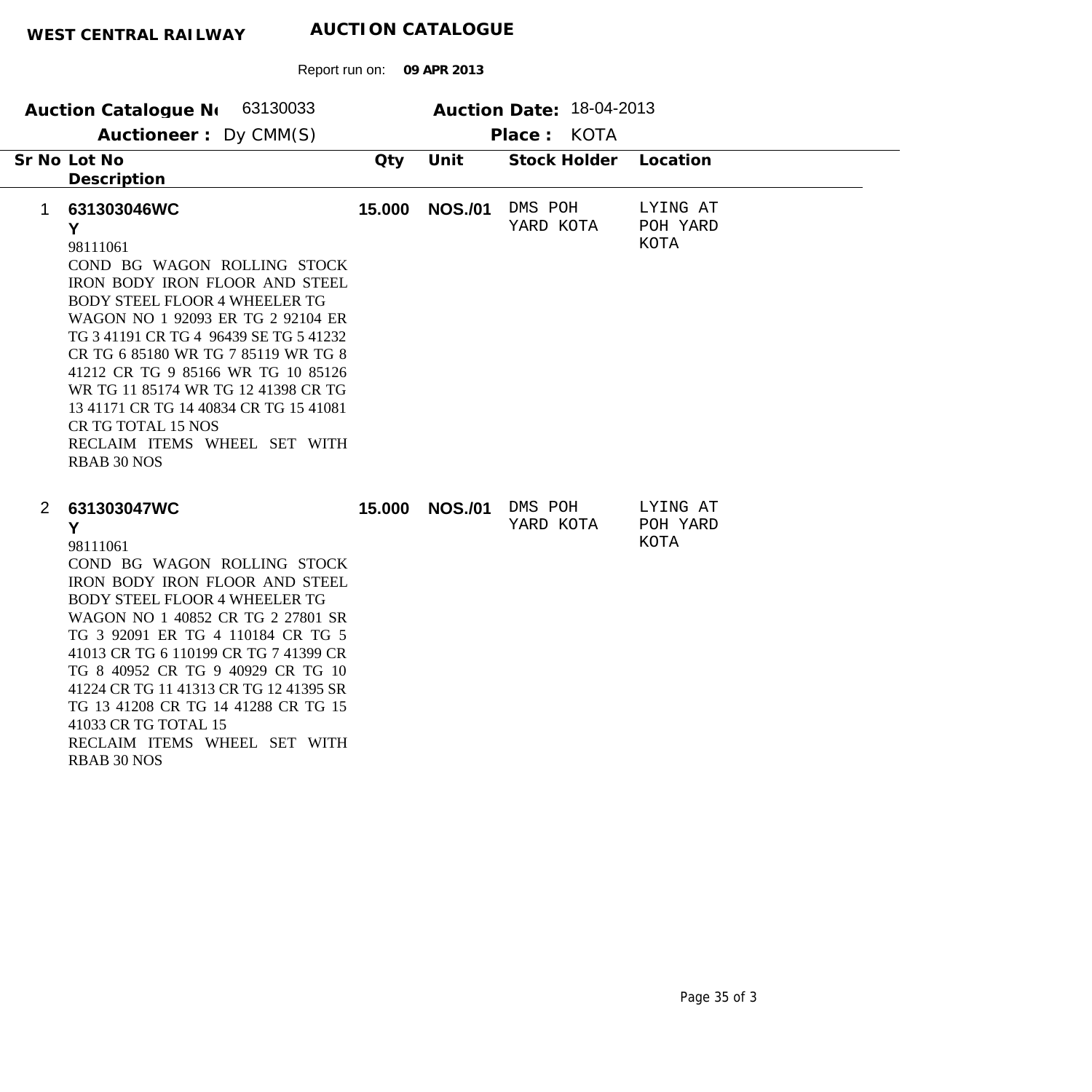**WEST CENTRAL RAILWAY** **AUCTION CATALOGUE**

Report run on: **09 APR 2013**

**Auction Catalogue No** 63130033 **Auction Date:** 18-04-2013

**Auctioneer :** Dy CMM(S) **Place :** KOTA

| Sr No | Lot No / Description | Qty | Unit | Stock Holder | Location |
|---|---|---|---|---|---|
| 1 | **631303046WCY**<br>98111061<br>COND BG WAGON ROLLING STOCK IRON BODY IRON FLOOR AND STEEL BODY STEEL FLOOR 4 WHEELER TG WAGON NO 1 92093 ER TG 2 92104 ER TG 3 41191 CR TG 4 96439 SE TG 5 41232 CR TG 6 85180 WR TG 7 85119 WR TG 8 41212 CR TG 9 85166 WR TG 10 85126 WR TG 11 85174 WR TG 12 41398 CR TG 13 41171 CR TG 14 40834 CR TG 15 41081 CR TG TOTAL 15 NOS<br>RECLAIM ITEMS WHEEL SET WITH RBAB 30 NOS | **15.000** | **NOS./01** | DMS POH YARD KOTA | LYING AT POH YARD KOTA |
| 2 | **631303047WCY**<br>98111061<br>COND BG WAGON ROLLING STOCK IRON BODY IRON FLOOR AND STEEL BODY STEEL FLOOR 4 WHEELER TG WAGON NO 1 40852 CR TG 2 27801 SR TG 3 92091 ER TG 4 110184 CR TG 5 41013 CR TG 6 110199 CR TG 7 41399 CR TG 8 40952 CR TG 9 40929 CR TG 10 41224 CR TG 11 41313 CR TG 12 41395 SR TG 13 41208 CR TG 14 41288 CR TG 15 41033 CR TG TOTAL 15<br>RECLAIM ITEMS WHEEL SET WITH RBAB 30 NOS | **15.000** | **NOS./01** | DMS POH YARD KOTA | LYING AT POH YARD KOTA |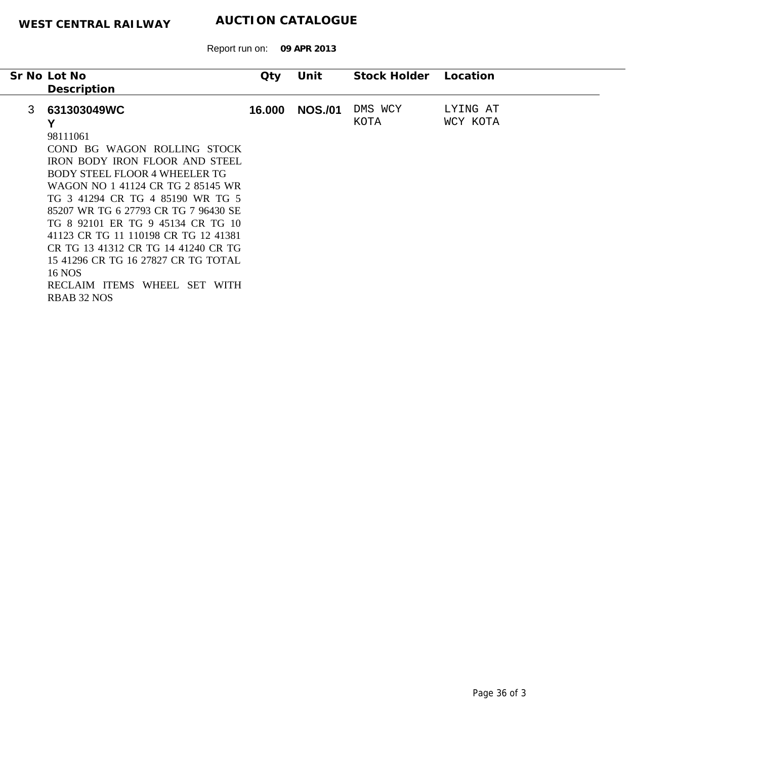**WEST CENTRAL RAILWAY** **AUCTION CATALOGUE**

Report run on: **09 APR 2013**

| Sr No | Lot No / Description | Qty | Unit | Stock Holder | Location |
|---|---|---|---|---|---|
| 3 | **631303049WCY**<br>98111061<br>COND BG WAGON ROLLING STOCK IRON BODY IRON FLOOR AND STEEL BODY STEEL FLOOR 4 WHEELER TG WAGON NO 1 41124 CR TG 2 85145 WR TG 3 41294 CR TG 4 85190 WR TG 5 85207 WR TG 6 27793 CR TG 7 96430 SE TG 8 92101 ER TG 9 45134 CR TG 10 41123 CR TG 11 110198 CR TG 12 41381 CR TG 13 41312 CR TG 14 41240 CR TG 15 41296 CR TG 16 27827 CR TG TOTAL 16 NOS<br>RECLAIM ITEMS WHEEL SET WITH RBAB 32 NOS | **16.000** | **NOS./01** | DMS WCY KOTA | LYING AT WCY KOTA |